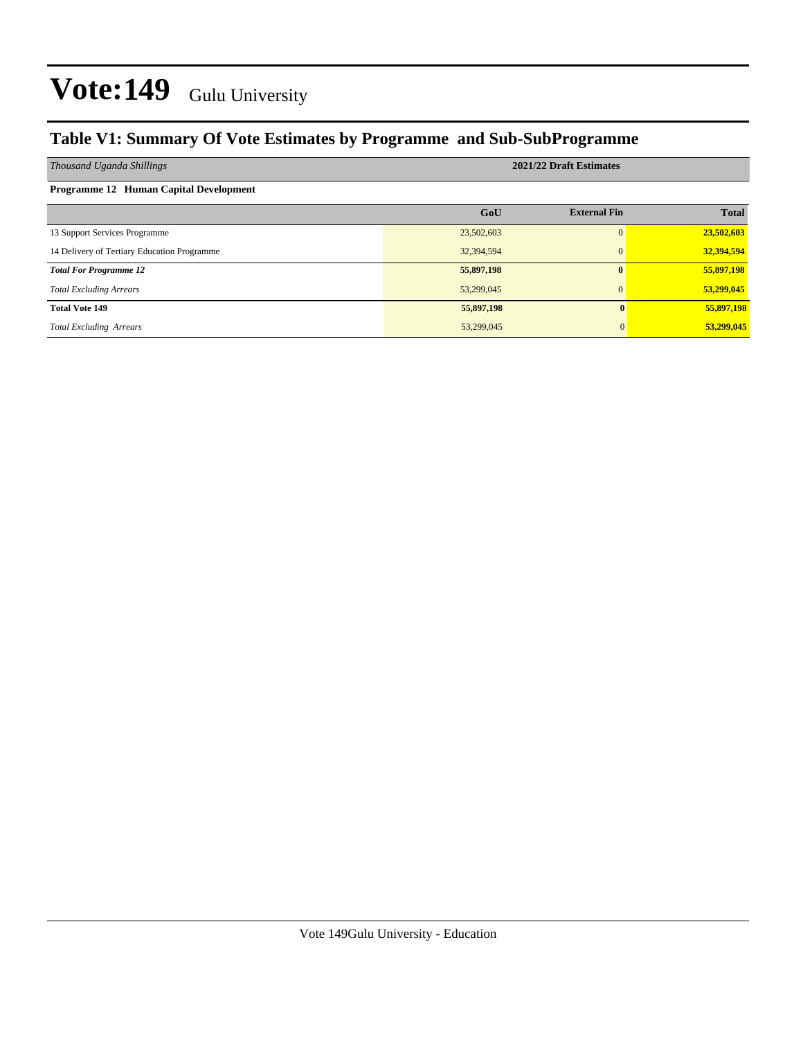# Vote:149 Gulu University

## Table V1: Summary Of Vote Estimates by Programme and Sub-SubProgramme

| *Thousand Uganda Shillings* | 2021/22 Draft Estimates | | |
|---|---|---|---|
| **Programme 12 Human Capital Development** | | | |
| | **GoU** | **External Fin** | **Total** |
| 13 Support Services Programme | 23,502,603 | 0 | **23,502,603** |
| 14 Delivery of Tertiary Education Programme | 32,394,594 | 0 | **32,394,594** |
| ***Total For Programme 12*** | **55,897,198** | **0** | **55,897,198** |
| *Total Excluding Arrears* | 53,299,045 | 0 | **53,299,045** |
| **Total Vote 149** | **55,897,198** | **0** | **55,897,198** |
| *Total Excluding Arrears* | 53,299,045 | 0 | **53,299,045** |

Vote 149Gulu University - Education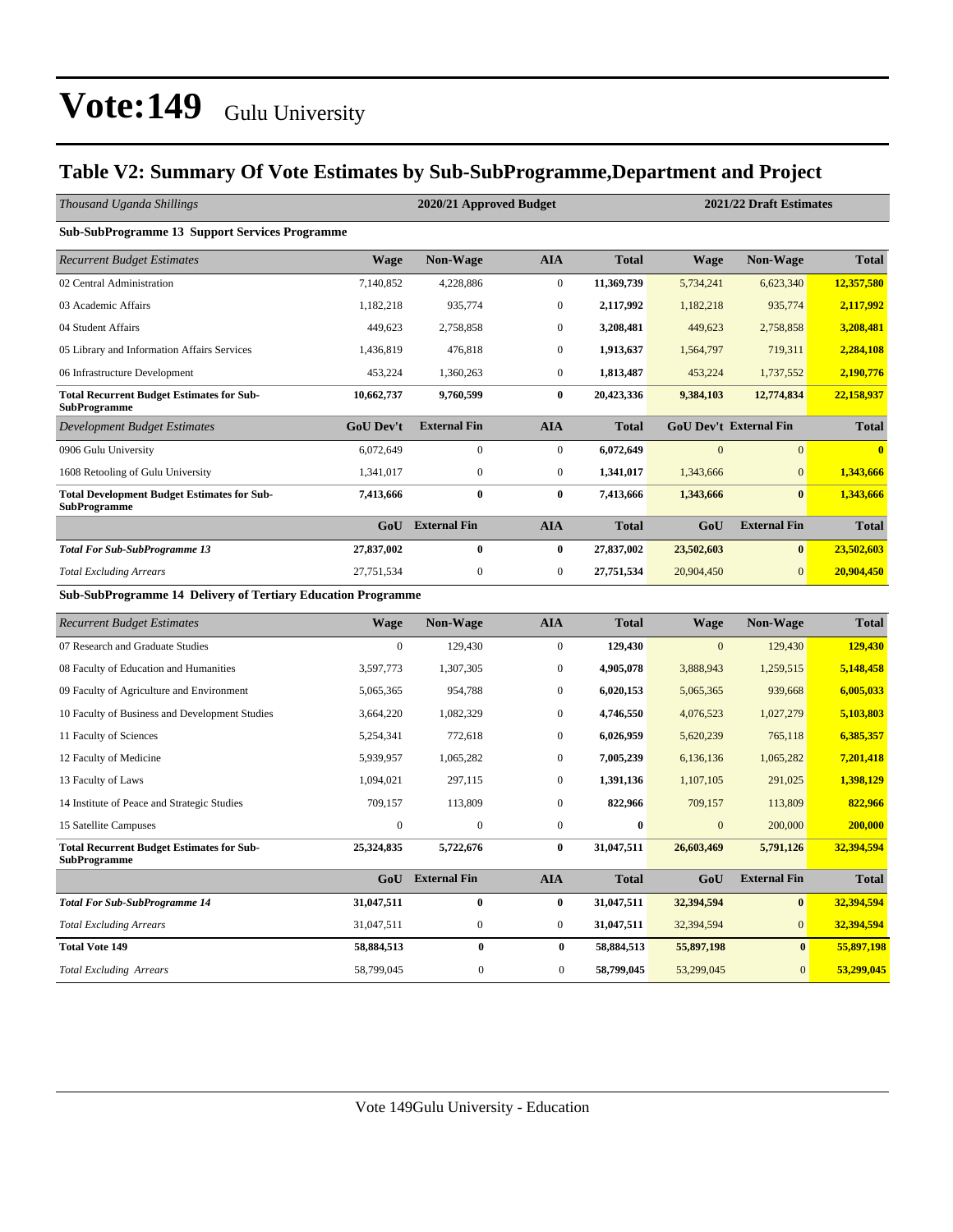# Vote:149 Gulu University

## Table V2: Summary Of Vote Estimates by Sub-SubProgramme,Department and Project

| *Thousand Uganda Shillings* | 2020/21 Approved Budget | | | | 2021/22 Draft Estimates | | |
|---|---|---|---|---|---|---|---|
| **Sub-SubProgramme 13 Support Services Programme** | | | | | | | |
| *Recurrent Budget Estimates* | **Wage** | **Non-Wage** | **AIA** | **Total** | **Wage** | **Non-Wage** | **Total** |
| 02 Central Administration | 7,140,852 | 4,228,886 | 0 | **11,369,739** | 5,734,241 | 6,623,340 | **12,357,580** |
| 03 Academic Affairs | 1,182,218 | 935,774 | 0 | **2,117,992** | 1,182,218 | 935,774 | **2,117,992** |
| 04 Student Affairs | 449,623 | 2,758,858 | 0 | **3,208,481** | 449,623 | 2,758,858 | **3,208,481** |
| 05 Library and Information Affairs Services | 1,436,819 | 476,818 | 0 | **1,913,637** | 1,564,797 | 719,311 | **2,284,108** |
| 06 Infrastructure Development | 453,224 | 1,360,263 | 0 | **1,813,487** | 453,224 | 1,737,552 | **2,190,776** |
| **Total Recurrent Budget Estimates for Sub-SubProgramme** | **10,662,737** | **9,760,599** | **0** | **20,423,336** | **9,384,103** | **12,774,834** | **22,158,937** |
| *Development Budget Estimates* | **GoU Dev't** | **External Fin** | **AIA** | **Total** | **GoU Dev't** | **External Fin** | **Total** |
| 0906 Gulu University | 6,072,649 | 0 | 0 | **6,072,649** | 0 | 0 | **0** |
| 1608 Retooling of Gulu University | 1,341,017 | 0 | 0 | **1,341,017** | 1,343,666 | 0 | **1,343,666** |
| **Total Development Budget Estimates for Sub-SubProgramme** | **7,413,666** | **0** | **0** | **7,413,666** | **1,343,666** | **0** | **1,343,666** |
| | **GoU** | **External Fin** | **AIA** | **Total** | **GoU** | **External Fin** | **Total** |
| ***Total For Sub-SubProgramme 13*** | **27,837,002** | **0** | **0** | **27,837,002** | **23,502,603** | **0** | **23,502,603** |
| *Total Excluding Arrears* | 27,751,534 | 0 | 0 | 27,751,534 | 20,904,450 | 0 | **20,904,450** |
| **Sub-SubProgramme 14 Delivery of Tertiary Education Programme** | | | | | | | |
| *Recurrent Budget Estimates* | **Wage** | **Non-Wage** | **AIA** | **Total** | **Wage** | **Non-Wage** | **Total** |
| 07 Research and Graduate Studies | 0 | 129,430 | 0 | **129,430** | 0 | 129,430 | **129,430** |
| 08 Faculty of Education and Humanities | 3,597,773 | 1,307,305 | 0 | **4,905,078** | 3,888,943 | 1,259,515 | **5,148,458** |
| 09 Faculty of Agriculture and Environment | 5,065,365 | 954,788 | 0 | **6,020,153** | 5,065,365 | 939,668 | **6,005,033** |
| 10 Faculty of Business and Development Studies | 3,664,220 | 1,082,329 | 0 | **4,746,550** | 4,076,523 | 1,027,279 | **5,103,803** |
| 11 Faculty of Sciences | 5,254,341 | 772,618 | 0 | **6,026,959** | 5,620,239 | 765,118 | **6,385,357** |
| 12 Faculty of Medicine | 5,939,957 | 1,065,282 | 0 | **7,005,239** | 6,136,136 | 1,065,282 | **7,201,418** |
| 13 Faculty of Laws | 1,094,021 | 297,115 | 0 | **1,391,136** | 1,107,105 | 291,025 | **1,398,129** |
| 14 Institute of Peace and Strategic Studies | 709,157 | 113,809 | 0 | **822,966** | 709,157 | 113,809 | **822,966** |
| 15 Satellite Campuses | 0 | 0 | 0 | **0** | 0 | 200,000 | **200,000** |
| **Total Recurrent Budget Estimates for Sub-SubProgramme** | **25,324,835** | **5,722,676** | **0** | **31,047,511** | **26,603,469** | **5,791,126** | **32,394,594** |
| | **GoU** | **External Fin** | **AIA** | **Total** | **GoU** | **External Fin** | **Total** |
| ***Total For Sub-SubProgramme 14*** | **31,047,511** | **0** | **0** | **31,047,511** | **32,394,594** | **0** | **32,394,594** |
| *Total Excluding Arrears* | 31,047,511 | 0 | 0 | **31,047,511** | 32,394,594 | 0 | **32,394,594** |
| **Total Vote 149** | **58,884,513** | **0** | **0** | **58,884,513** | **55,897,198** | **0** | **55,897,198** |
| *Total Excluding Arrears* | 58,799,045 | 0 | 0 | **58,799,045** | 53,299,045 | 0 | **53,299,045** |

Vote 149Gulu University - Education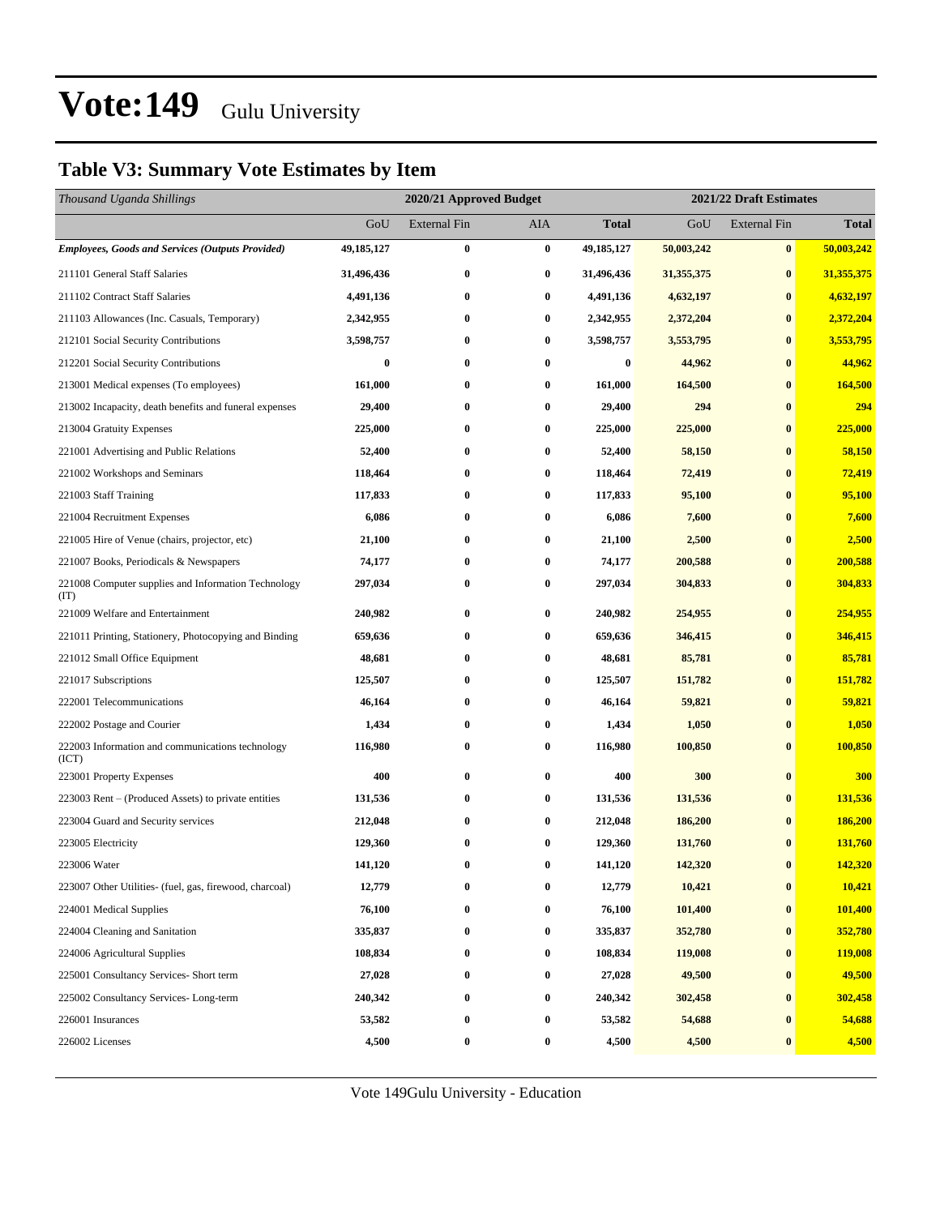# Vote:149 Gulu University

## Table V3: Summary Vote Estimates by Item

| *Thousand Uganda Shillings* | 2020/21 Approved Budget | | | | 2021/22 Draft Estimates | | |
|---|---|---|---|---|---|---|---|
| | GoU | External Fin | AIA | **Total** | GoU | External Fin | **Total** |
| ***Employees, Goods and Services (Outputs Provided)*** | **49,185,127** | **0** | **0** | **49,185,127** | **50,003,242** | **0** | **50,003,242** |
| 211101 General Staff Salaries | **31,496,436** | **0** | **0** | **31,496,436** | **31,355,375** | **0** | **31,355,375** |
| 211102 Contract Staff Salaries | **4,491,136** | **0** | **0** | **4,491,136** | **4,632,197** | **0** | **4,632,197** |
| 211103 Allowances (Inc. Casuals, Temporary) | **2,342,955** | **0** | **0** | **2,342,955** | **2,372,204** | **0** | **2,372,204** |
| 212101 Social Security Contributions | **3,598,757** | **0** | **0** | **3,598,757** | **3,553,795** | **0** | **3,553,795** |
| 212201 Social Security Contributions | **0** | **0** | **0** | **0** | **44,962** | **0** | **44,962** |
| 213001 Medical expenses (To employees) | **161,000** | **0** | **0** | **161,000** | **164,500** | **0** | **164,500** |
| 213002 Incapacity, death benefits and funeral expenses | **29,400** | **0** | **0** | **29,400** | **294** | **0** | **294** |
| 213004 Gratuity Expenses | **225,000** | **0** | **0** | **225,000** | **225,000** | **0** | **225,000** |
| 221001 Advertising and Public Relations | **52,400** | **0** | **0** | **52,400** | **58,150** | **0** | **58,150** |
| 221002 Workshops and Seminars | **118,464** | **0** | **0** | **118,464** | **72,419** | **0** | **72,419** |
| 221003 Staff Training | **117,833** | **0** | **0** | **117,833** | **95,100** | **0** | **95,100** |
| 221004 Recruitment Expenses | **6,086** | **0** | **0** | **6,086** | **7,600** | **0** | **7,600** |
| 221005 Hire of Venue (chairs, projector, etc) | **21,100** | **0** | **0** | **21,100** | **2,500** | **0** | **2,500** |
| 221007 Books, Periodicals & Newspapers | **74,177** | **0** | **0** | **74,177** | **200,588** | **0** | **200,588** |
| 221008 Computer supplies and Information Technology (IT) | **297,034** | **0** | **0** | **297,034** | **304,833** | **0** | **304,833** |
| 221009 Welfare and Entertainment | **240,982** | **0** | **0** | **240,982** | **254,955** | **0** | **254,955** |
| 221011 Printing, Stationery, Photocopying and Binding | **659,636** | **0** | **0** | **659,636** | **346,415** | **0** | **346,415** |
| 221012 Small Office Equipment | **48,681** | **0** | **0** | **48,681** | **85,781** | **0** | **85,781** |
| 221017 Subscriptions | **125,507** | **0** | **0** | **125,507** | **151,782** | **0** | **151,782** |
| 222001 Telecommunications | **46,164** | **0** | **0** | **46,164** | **59,821** | **0** | **59,821** |
| 222002 Postage and Courier | **1,434** | **0** | **0** | **1,434** | **1,050** | **0** | **1,050** |
| 222003 Information and communications technology (ICT) | **116,980** | **0** | **0** | **116,980** | **100,850** | **0** | **100,850** |
| 223001 Property Expenses | **400** | **0** | **0** | **400** | **300** | **0** | **300** |
| 223003 Rent – (Produced Assets) to private entities | **131,536** | **0** | **0** | **131,536** | **131,536** | **0** | **131,536** |
| 223004 Guard and Security services | **212,048** | **0** | **0** | **212,048** | **186,200** | **0** | **186,200** |
| 223005 Electricity | **129,360** | **0** | **0** | **129,360** | **131,760** | **0** | **131,760** |
| 223006 Water | **141,120** | **0** | **0** | **141,120** | **142,320** | **0** | **142,320** |
| 223007 Other Utilities- (fuel, gas, firewood, charcoal) | **12,779** | **0** | **0** | **12,779** | **10,421** | **0** | **10,421** |
| 224001 Medical Supplies | **76,100** | **0** | **0** | **76,100** | **101,400** | **0** | **101,400** |
| 224004 Cleaning and Sanitation | **335,837** | **0** | **0** | **335,837** | **352,780** | **0** | **352,780** |
| 224006 Agricultural Supplies | **108,834** | **0** | **0** | **108,834** | **119,008** | **0** | **119,008** |
| 225001 Consultancy Services- Short term | **27,028** | **0** | **0** | **27,028** | **49,500** | **0** | **49,500** |
| 225002 Consultancy Services- Long-term | **240,342** | **0** | **0** | **240,342** | **302,458** | **0** | **302,458** |
| 226001 Insurances | **53,582** | **0** | **0** | **53,582** | **54,688** | **0** | **54,688** |
| 226002 Licenses | **4,500** | **0** | **0** | **4,500** | **4,500** | **0** | **4,500** |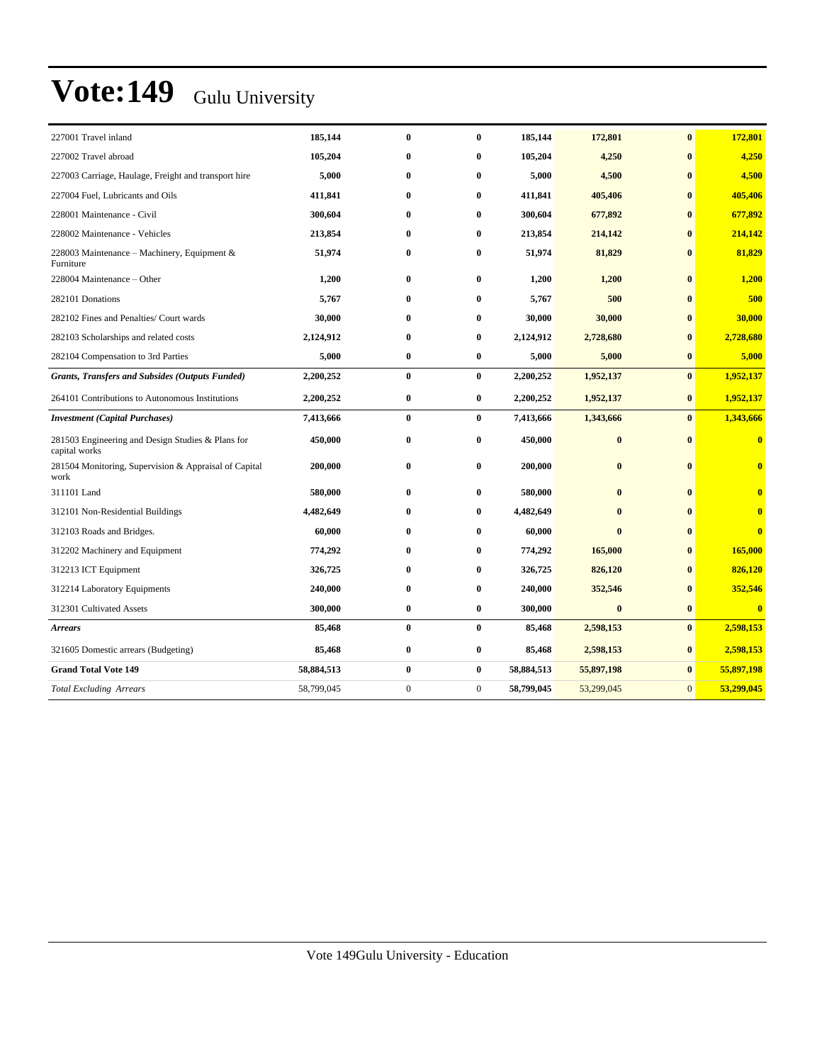# Vote:149 Gulu University

| | | | | | | | |
|---|---|---|---|---|---|---|---|
| 227001 Travel inland | **185,144** | **0** | **0** | **185,144** | **172,801** | **0** | **172,801** |
| 227002 Travel abroad | **105,204** | **0** | **0** | **105,204** | **4,250** | **0** | **4,250** |
| 227003 Carriage, Haulage, Freight and transport hire | **5,000** | **0** | **0** | **5,000** | **4,500** | **0** | **4,500** |
| 227004 Fuel, Lubricants and Oils | **411,841** | **0** | **0** | **411,841** | **405,406** | **0** | **405,406** |
| 228001 Maintenance - Civil | **300,604** | **0** | **0** | **300,604** | **677,892** | **0** | **677,892** |
| 228002 Maintenance - Vehicles | **213,854** | **0** | **0** | **213,854** | **214,142** | **0** | **214,142** |
| 228003 Maintenance – Machinery, Equipment & Furniture | **51,974** | **0** | **0** | **51,974** | **81,829** | **0** | **81,829** |
| 228004 Maintenance – Other | **1,200** | **0** | **0** | **1,200** | **1,200** | **0** | **1,200** |
| 282101 Donations | **5,767** | **0** | **0** | **5,767** | **500** | **0** | **500** |
| 282102 Fines and Penalties/ Court wards | **30,000** | **0** | **0** | **30,000** | **30,000** | **0** | **30,000** |
| 282103 Scholarships and related costs | **2,124,912** | **0** | **0** | **2,124,912** | **2,728,680** | **0** | **2,728,680** |
| 282104 Compensation to 3rd Parties | **5,000** | **0** | **0** | **5,000** | **5,000** | **0** | **5,000** |
| ***Grants, Transfers and Subsides (Outputs Funded)*** | **2,200,252** | **0** | **0** | **2,200,252** | **1,952,137** | **0** | **1,952,137** |
| 264101 Contributions to Autonomous Institutions | **2,200,252** | **0** | **0** | **2,200,252** | **1,952,137** | **0** | **1,952,137** |
| ***Investment (Capital Purchases)*** | **7,413,666** | **0** | **0** | **7,413,666** | **1,343,666** | **0** | **1,343,666** |
| 281503 Engineering and Design Studies & Plans for capital works | **450,000** | **0** | **0** | **450,000** | **0** | **0** | **0** |
| 281504 Monitoring, Supervision & Appraisal of Capital work | **200,000** | **0** | **0** | **200,000** | **0** | **0** | **0** |
| 311101 Land | **580,000** | **0** | **0** | **580,000** | **0** | **0** | **0** |
| 312101 Non-Residential Buildings | **4,482,649** | **0** | **0** | **4,482,649** | **0** | **0** | **0** |
| 312103 Roads and Bridges. | **60,000** | **0** | **0** | **60,000** | **0** | **0** | **0** |
| 312202 Machinery and Equipment | **774,292** | **0** | **0** | **774,292** | **165,000** | **0** | **165,000** |
| 312213 ICT Equipment | **326,725** | **0** | **0** | **326,725** | **826,120** | **0** | **826,120** |
| 312214 Laboratory Equipments | **240,000** | **0** | **0** | **240,000** | **352,546** | **0** | **352,546** |
| 312301 Cultivated Assets | **300,000** | **0** | **0** | **300,000** | **0** | **0** | **0** |
| ***Arrears*** | **85,468** | **0** | **0** | **85,468** | **2,598,153** | **0** | **2,598,153** |
| 321605 Domestic arrears (Budgeting) | **85,468** | **0** | **0** | **85,468** | **2,598,153** | **0** | **2,598,153** |
| **Grand Total Vote 149** | **58,884,513** | **0** | **0** | **58,884,513** | **55,897,198** | **0** | **55,897,198** |
| *Total Excluding Arrears* | 58,799,045 | 0 | 0 | **58,799,045** | 53,299,045 | 0 | **53,299,045** |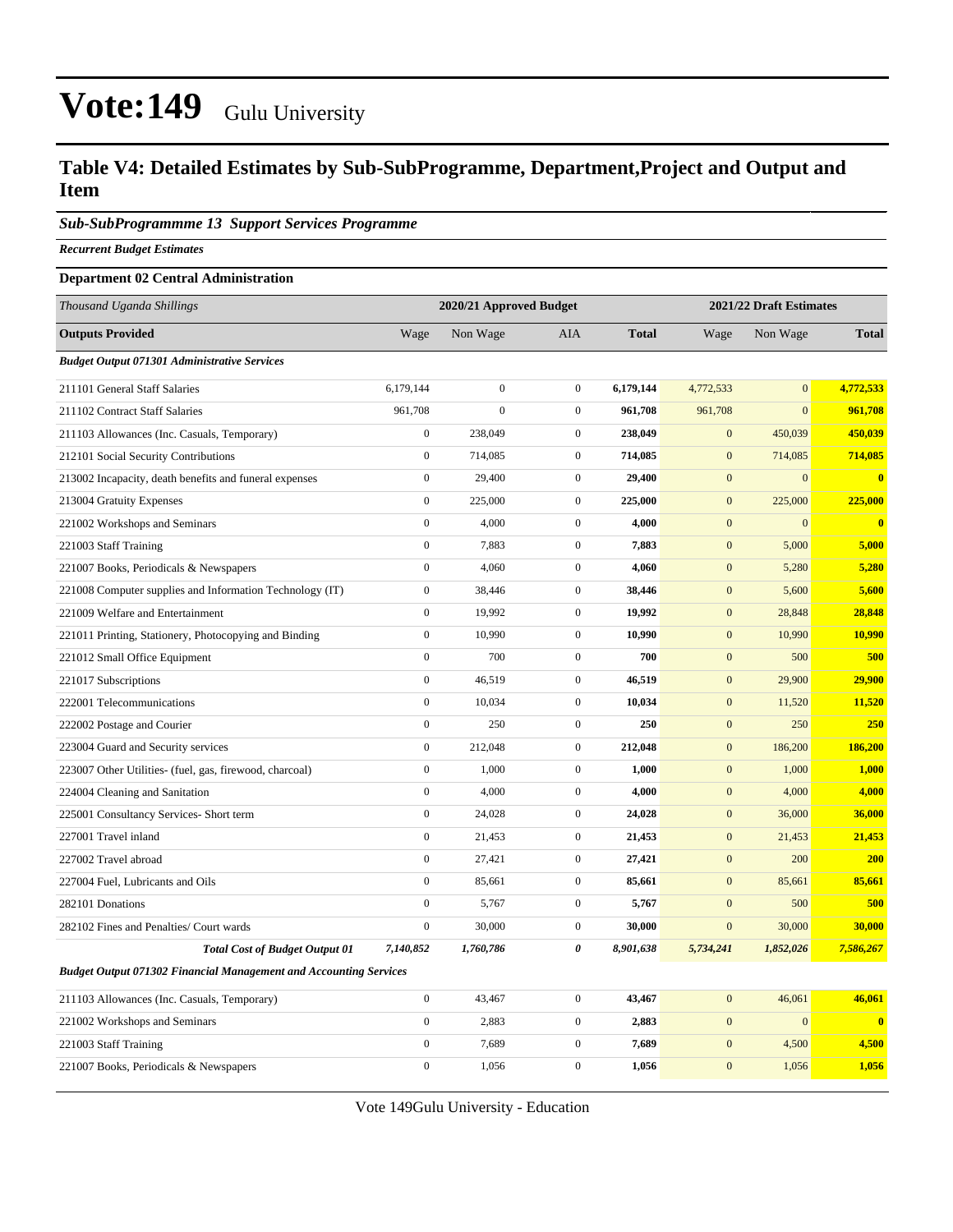# Vote:149 Gulu University

## Table V4: Detailed Estimates by Sub-SubProgramme, Department,Project and Output and Item

### *Sub-SubProgrammme 13 Support Services Programme*

***Recurrent Budget Estimates***

**Department 02 Central Administration**

| *Thousand Uganda Shillings* | 2020/21 Approved Budget | | | | 2021/22 Draft Estimates | | |
|---|---|---|---|---|---|---|---|
| **Outputs Provided** | Wage | Non Wage | AIA | **Total** | Wage | Non Wage | **Total** |
| ***Budget Output 071301 Administrative Services*** | | | | | | | |
| 211101 General Staff Salaries | 6,179,144 | 0 | 0 | **6,179,144** | 4,772,533 | 0 | **4,772,533** |
| 211102 Contract Staff Salaries | 961,708 | 0 | 0 | **961,708** | 961,708 | 0 | **961,708** |
| 211103 Allowances (Inc. Casuals, Temporary) | 0 | 238,049 | 0 | **238,049** | 0 | 450,039 | **450,039** |
| 212101 Social Security Contributions | 0 | 714,085 | 0 | **714,085** | 0 | 714,085 | **714,085** |
| 213002 Incapacity, death benefits and funeral expenses | 0 | 29,400 | 0 | **29,400** | 0 | 0 | **0** |
| 213004 Gratuity Expenses | 0 | 225,000 | 0 | **225,000** | 0 | 225,000 | **225,000** |
| 221002 Workshops and Seminars | 0 | 4,000 | 0 | **4,000** | 0 | 0 | **0** |
| 221003 Staff Training | 0 | 7,883 | 0 | **7,883** | 0 | 5,000 | **5,000** |
| 221007 Books, Periodicals & Newspapers | 0 | 4,060 | 0 | **4,060** | 0 | 5,280 | **5,280** |
| 221008 Computer supplies and Information Technology (IT) | 0 | 38,446 | 0 | **38,446** | 0 | 5,600 | **5,600** |
| 221009 Welfare and Entertainment | 0 | 19,992 | 0 | **19,992** | 0 | 28,848 | **28,848** |
| 221011 Printing, Stationery, Photocopying and Binding | 0 | 10,990 | 0 | **10,990** | 0 | 10,990 | **10,990** |
| 221012 Small Office Equipment | 0 | 700 | 0 | **700** | 0 | 500 | **500** |
| 221017 Subscriptions | 0 | 46,519 | 0 | **46,519** | 0 | 29,900 | **29,900** |
| 222001 Telecommunications | 0 | 10,034 | 0 | **10,034** | 0 | 11,520 | **11,520** |
| 222002 Postage and Courier | 0 | 250 | 0 | **250** | 0 | 250 | **250** |
| 223004 Guard and Security services | 0 | 212,048 | 0 | **212,048** | 0 | 186,200 | **186,200** |
| 223007 Other Utilities- (fuel, gas, firewood, charcoal) | 0 | 1,000 | 0 | **1,000** | 0 | 1,000 | **1,000** |
| 224004 Cleaning and Sanitation | 0 | 4,000 | 0 | **4,000** | 0 | 4,000 | **4,000** |
| 225001 Consultancy Services- Short term | 0 | 24,028 | 0 | **24,028** | 0 | 36,000 | **36,000** |
| 227001 Travel inland | 0 | 21,453 | 0 | **21,453** | 0 | 21,453 | **21,453** |
| 227002 Travel abroad | 0 | 27,421 | 0 | **27,421** | 0 | 200 | **200** |
| 227004 Fuel, Lubricants and Oils | 0 | 85,661 | 0 | **85,661** | 0 | 85,661 | **85,661** |
| 282101 Donations | 0 | 5,767 | 0 | **5,767** | 0 | 500 | **500** |
| 282102 Fines and Penalties/ Court wards | 0 | 30,000 | 0 | **30,000** | 0 | 30,000 | **30,000** |
| ***Total Cost of Budget Output 01*** | ***7,140,852*** | ***1,760,786*** | ***0*** | ***8,901,638*** | ***5,734,241*** | ***1,852,026*** | ***7,586,267*** |
| ***Budget Output 071302 Financial Management and Accounting Services*** | | | | | | | |
| 211103 Allowances (Inc. Casuals, Temporary) | 0 | 43,467 | 0 | **43,467** | 0 | 46,061 | **46,061** |
| 221002 Workshops and Seminars | 0 | 2,883 | 0 | **2,883** | 0 | 0 | **0** |
| 221003 Staff Training | 0 | 7,689 | 0 | **7,689** | 0 | 4,500 | **4,500** |
| 221007 Books, Periodicals & Newspapers | 0 | 1,056 | 0 | **1,056** | 0 | 1,056 | **1,056** |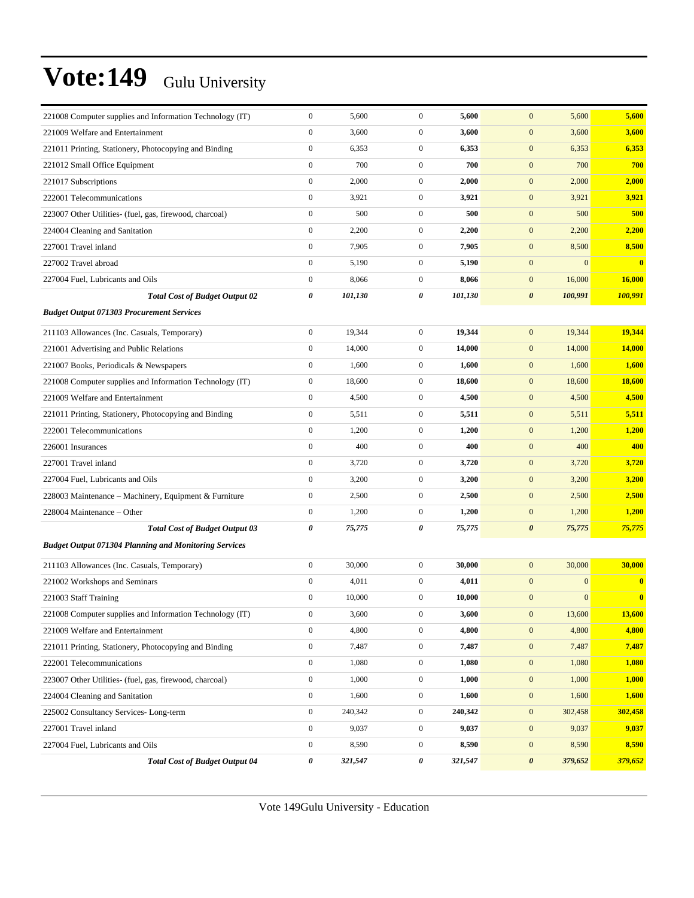# Vote:149 Gulu University

| | | | | | | | |
|---|---|---|---|---|---|---|---|
| 221008 Computer supplies and Information Technology (IT) | 0 | 5,600 | 0 | **5,600** | 0 | 5,600 | **5,600** |
| 221009 Welfare and Entertainment | 0 | 3,600 | 0 | **3,600** | 0 | 3,600 | **3,600** |
| 221011 Printing, Stationery, Photocopying and Binding | 0 | 6,353 | 0 | **6,353** | 0 | 6,353 | **6,353** |
| 221012 Small Office Equipment | 0 | 700 | 0 | **700** | 0 | 700 | **700** |
| 221017 Subscriptions | 0 | 2,000 | 0 | **2,000** | 0 | 2,000 | **2,000** |
| 222001 Telecommunications | 0 | 3,921 | 0 | **3,921** | 0 | 3,921 | **3,921** |
| 223007 Other Utilities- (fuel, gas, firewood, charcoal) | 0 | 500 | 0 | **500** | 0 | 500 | **500** |
| 224004 Cleaning and Sanitation | 0 | 2,200 | 0 | **2,200** | 0 | 2,200 | **2,200** |
| 227001 Travel inland | 0 | 7,905 | 0 | **7,905** | 0 | 8,500 | **8,500** |
| 227002 Travel abroad | 0 | 5,190 | 0 | **5,190** | 0 | 0 | **0** |
| 227004 Fuel, Lubricants and Oils | 0 | 8,066 | 0 | **8,066** | 0 | 16,000 | **16,000** |
| ***Total Cost of Budget Output 02*** | ***0*** | ***101,130*** | ***0*** | ***101,130*** | ***0*** | ***100,991*** | ***100,991*** |
| ***Budget Output 071303 Procurement Services*** | | | | | | | |
| 211103 Allowances (Inc. Casuals, Temporary) | 0 | 19,344 | 0 | **19,344** | 0 | 19,344 | **19,344** |
| 221001 Advertising and Public Relations | 0 | 14,000 | 0 | **14,000** | 0 | 14,000 | **14,000** |
| 221007 Books, Periodicals & Newspapers | 0 | 1,600 | 0 | **1,600** | 0 | 1,600 | **1,600** |
| 221008 Computer supplies and Information Technology (IT) | 0 | 18,600 | 0 | **18,600** | 0 | 18,600 | **18,600** |
| 221009 Welfare and Entertainment | 0 | 4,500 | 0 | **4,500** | 0 | 4,500 | **4,500** |
| 221011 Printing, Stationery, Photocopying and Binding | 0 | 5,511 | 0 | **5,511** | 0 | 5,511 | **5,511** |
| 222001 Telecommunications | 0 | 1,200 | 0 | **1,200** | 0 | 1,200 | **1,200** |
| 226001 Insurances | 0 | 400 | 0 | **400** | 0 | 400 | **400** |
| 227001 Travel inland | 0 | 3,720 | 0 | **3,720** | 0 | 3,720 | **3,720** |
| 227004 Fuel, Lubricants and Oils | 0 | 3,200 | 0 | **3,200** | 0 | 3,200 | **3,200** |
| 228003 Maintenance – Machinery, Equipment & Furniture | 0 | 2,500 | 0 | **2,500** | 0 | 2,500 | **2,500** |
| 228004 Maintenance – Other | 0 | 1,200 | 0 | **1,200** | 0 | 1,200 | **1,200** |
| ***Total Cost of Budget Output 03*** | ***0*** | ***75,775*** | ***0*** | ***75,775*** | ***0*** | ***75,775*** | ***75,775*** |
| ***Budget Output 071304 Planning and Monitoring Services*** | | | | | | | |
| 211103 Allowances (Inc. Casuals, Temporary) | 0 | 30,000 | 0 | **30,000** | 0 | 30,000 | **30,000** |
| 221002 Workshops and Seminars | 0 | 4,011 | 0 | **4,011** | 0 | 0 | **0** |
| 221003 Staff Training | 0 | 10,000 | 0 | **10,000** | 0 | 0 | **0** |
| 221008 Computer supplies and Information Technology (IT) | 0 | 3,600 | 0 | **3,600** | 0 | 13,600 | **13,600** |
| 221009 Welfare and Entertainment | 0 | 4,800 | 0 | **4,800** | 0 | 4,800 | **4,800** |
| 221011 Printing, Stationery, Photocopying and Binding | 0 | 7,487 | 0 | **7,487** | 0 | 7,487 | **7,487** |
| 222001 Telecommunications | 0 | 1,080 | 0 | **1,080** | 0 | 1,080 | **1,080** |
| 223007 Other Utilities- (fuel, gas, firewood, charcoal) | 0 | 1,000 | 0 | **1,000** | 0 | 1,000 | **1,000** |
| 224004 Cleaning and Sanitation | 0 | 1,600 | 0 | **1,600** | 0 | 1,600 | **1,600** |
| 225002 Consultancy Services- Long-term | 0 | 240,342 | 0 | **240,342** | 0 | 302,458 | **302,458** |
| 227001 Travel inland | 0 | 9,037 | 0 | **9,037** | 0 | 9,037 | **9,037** |
| 227004 Fuel, Lubricants and Oils | 0 | 8,590 | 0 | **8,590** | 0 | 8,590 | **8,590** |
| ***Total Cost of Budget Output 04*** | ***0*** | ***321,547*** | ***0*** | ***321,547*** | ***0*** | ***379,652*** | ***379,652*** |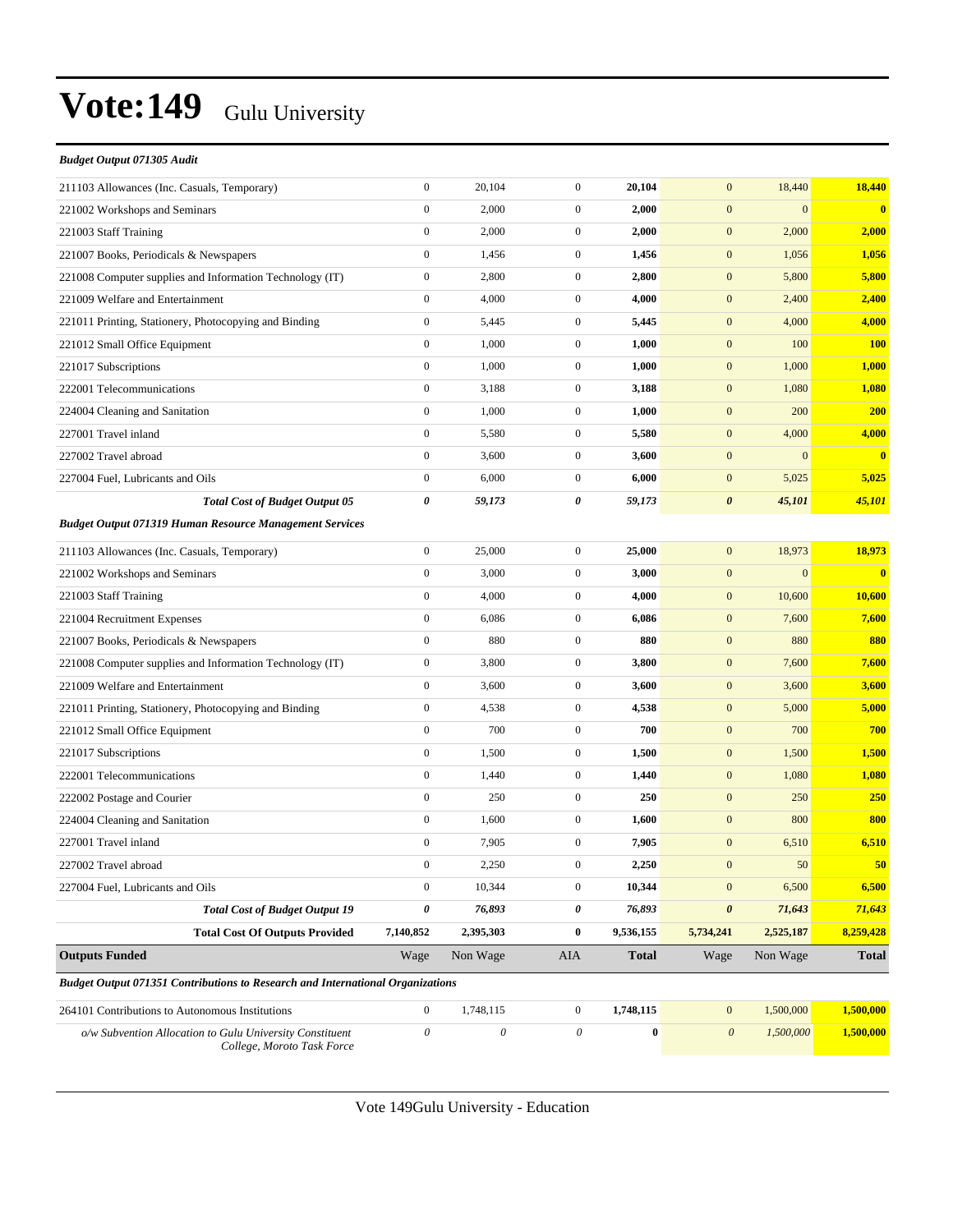# Vote:149 Gulu University

| | | | | | | | |
|---|---|---|---|---|---|---|---|
| ***Budget Output 071305 Audit*** | | | | | | | |
| 211103 Allowances (Inc. Casuals, Temporary) | 0 | 20,104 | 0 | **20,104** | 0 | 18,440 | **18,440** |
| 221002 Workshops and Seminars | 0 | 2,000 | 0 | **2,000** | 0 | 0 | **0** |
| 221003 Staff Training | 0 | 2,000 | 0 | **2,000** | 0 | 2,000 | **2,000** |
| 221007 Books, Periodicals & Newspapers | 0 | 1,456 | 0 | **1,456** | 0 | 1,056 | **1,056** |
| 221008 Computer supplies and Information Technology (IT) | 0 | 2,800 | 0 | **2,800** | 0 | 5,800 | **5,800** |
| 221009 Welfare and Entertainment | 0 | 4,000 | 0 | **4,000** | 0 | 2,400 | **2,400** |
| 221011 Printing, Stationery, Photocopying and Binding | 0 | 5,445 | 0 | **5,445** | 0 | 4,000 | **4,000** |
| 221012 Small Office Equipment | 0 | 1,000 | 0 | **1,000** | 0 | 100 | **100** |
| 221017 Subscriptions | 0 | 1,000 | 0 | **1,000** | 0 | 1,000 | **1,000** |
| 222001 Telecommunications | 0 | 3,188 | 0 | **3,188** | 0 | 1,080 | **1,080** |
| 224004 Cleaning and Sanitation | 0 | 1,000 | 0 | **1,000** | 0 | 200 | **200** |
| 227001 Travel inland | 0 | 5,580 | 0 | **5,580** | 0 | 4,000 | **4,000** |
| 227002 Travel abroad | 0 | 3,600 | 0 | **3,600** | 0 | 0 | **0** |
| 227004 Fuel, Lubricants and Oils | 0 | 6,000 | 0 | **6,000** | 0 | 5,025 | **5,025** |
| ***Total Cost of Budget Output 05*** | ***0*** | ***59,173*** | ***0*** | ***59,173*** | ***0*** | ***45,101*** | ***45,101*** |
| ***Budget Output 071319 Human Resource Management Services*** | | | | | | | |
| 211103 Allowances (Inc. Casuals, Temporary) | 0 | 25,000 | 0 | **25,000** | 0 | 18,973 | **18,973** |
| 221002 Workshops and Seminars | 0 | 3,000 | 0 | **3,000** | 0 | 0 | **0** |
| 221003 Staff Training | 0 | 4,000 | 0 | **4,000** | 0 | 10,600 | **10,600** |
| 221004 Recruitment Expenses | 0 | 6,086 | 0 | **6,086** | 0 | 7,600 | **7,600** |
| 221007 Books, Periodicals & Newspapers | 0 | 880 | 0 | **880** | 0 | 880 | **880** |
| 221008 Computer supplies and Information Technology (IT) | 0 | 3,800 | 0 | **3,800** | 0 | 7,600 | **7,600** |
| 221009 Welfare and Entertainment | 0 | 3,600 | 0 | **3,600** | 0 | 3,600 | **3,600** |
| 221011 Printing, Stationery, Photocopying and Binding | 0 | 4,538 | 0 | **4,538** | 0 | 5,000 | **5,000** |
| 221012 Small Office Equipment | 0 | 700 | 0 | **700** | 0 | 700 | **700** |
| 221017 Subscriptions | 0 | 1,500 | 0 | **1,500** | 0 | 1,500 | **1,500** |
| 222001 Telecommunications | 0 | 1,440 | 0 | **1,440** | 0 | 1,080 | **1,080** |
| 222002 Postage and Courier | 0 | 250 | 0 | **250** | 0 | 250 | **250** |
| 224004 Cleaning and Sanitation | 0 | 1,600 | 0 | **1,600** | 0 | 800 | **800** |
| 227001 Travel inland | 0 | 7,905 | 0 | **7,905** | 0 | 6,510 | **6,510** |
| 227002 Travel abroad | 0 | 2,250 | 0 | **2,250** | 0 | 50 | **50** |
| 227004 Fuel, Lubricants and Oils | 0 | 10,344 | 0 | **10,344** | 0 | 6,500 | **6,500** |
| ***Total Cost of Budget Output 19*** | ***0*** | ***76,893*** | ***0*** | ***76,893*** | ***0*** | ***71,643*** | ***71,643*** |
| **Total Cost Of Outputs Provided** | **7,140,852** | **2,395,303** | **0** | **9,536,155** | **5,734,241** | **2,525,187** | **8,259,428** |
| **Outputs Funded** | Wage | Non Wage | AIA | **Total** | Wage | Non Wage | **Total** |
| ***Budget Output 071351 Contributions to Research and International Organizations*** | | | | | | | |
| 264101 Contributions to Autonomous Institutions | 0 | 1,748,115 | 0 | **1,748,115** | 0 | 1,500,000 | **1,500,000** |
| *o/w Subvention Allocation to Gulu University Constituent College, Moroto Task Force* | *0* | *0* | *0* | **0** | *0* | *1,500,000* | **1,500,000** |

Vote 149Gulu University - Education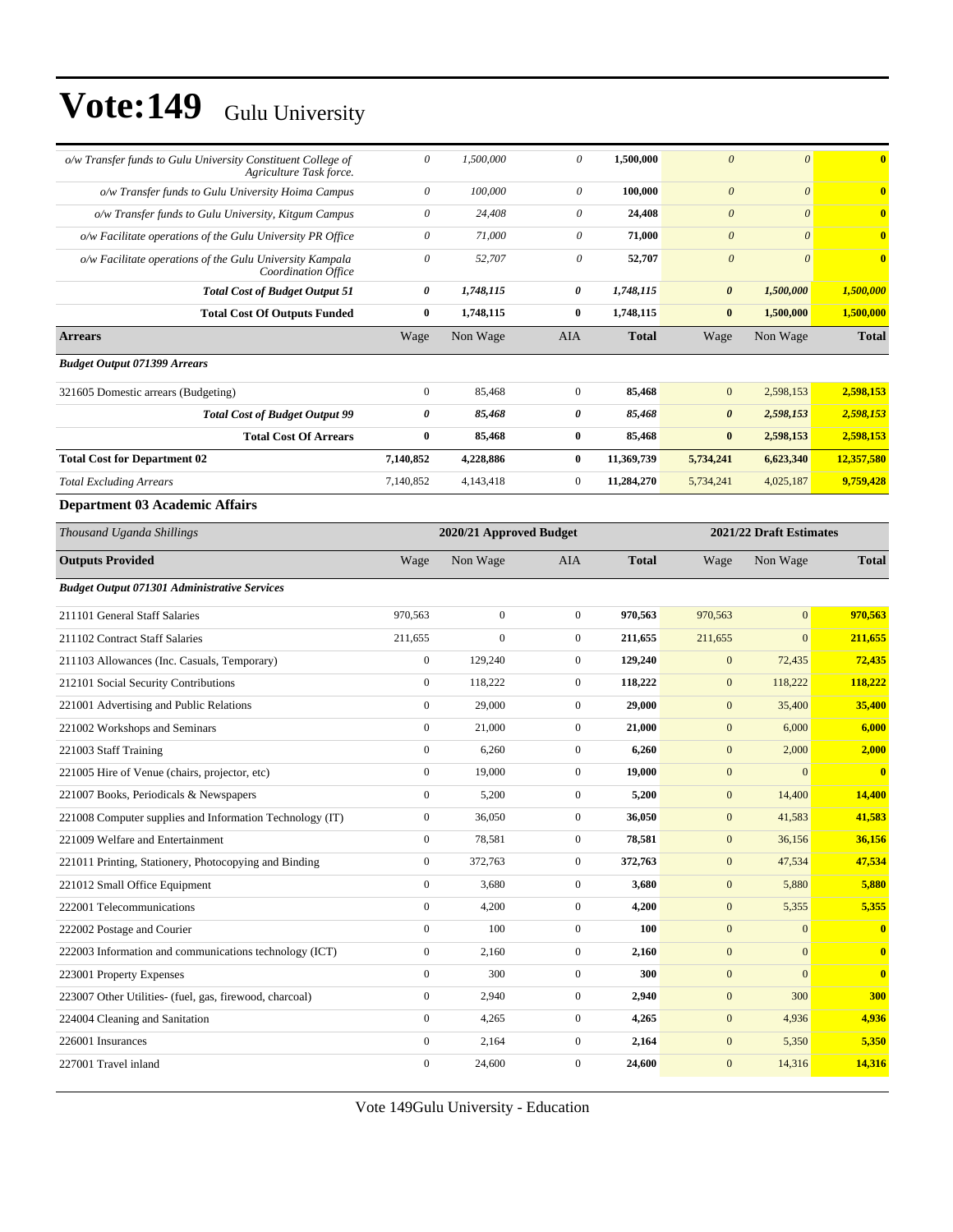| | | | | | | | |
|---|---|---|---|---|---|---|---|
| *o/w Transfer funds to Gulu University Constituent College of Agriculture Task force.* | *0* | *1,500,000* | *0* | **1,500,000** | *0* | *0* | **0** |
| *o/w Transfer funds to Gulu University Hoima Campus* | *0* | *100,000* | *0* | **100,000** | *0* | *0* | **0** |
| *o/w Transfer funds to Gulu University, Kitgum Campus* | *0* | *24,408* | *0* | **24,408** | *0* | *0* | **0** |
| *o/w Facilitate operations of the Gulu University PR Office* | *0* | *71,000* | *0* | **71,000** | *0* | *0* | **0** |
| *o/w Facilitate operations of the Gulu University Kampala Coordination Office* | *0* | *52,707* | *0* | **52,707** | *0* | *0* | **0** |
| ***Total Cost of Budget Output 51*** | ***0*** | ***1,748,115*** | ***0*** | ***1,748,115*** | ***0*** | ***1,500,000*** | ***1,500,000*** |
| **Total Cost Of Outputs Funded** | **0** | **1,748,115** | **0** | **1,748,115** | **0** | **1,500,000** | **1,500,000** |
| **Arrears** | Wage | Non Wage | AIA | **Total** | Wage | Non Wage | **Total** |
| ***Budget Output 071399 Arrears*** | | | | | | | |
| 321605 Domestic arrears (Budgeting) | 0 | 85,468 | 0 | **85,468** | 0 | 2,598,153 | **2,598,153** |
| ***Total Cost of Budget Output 99*** | ***0*** | ***85,468*** | ***0*** | ***85,468*** | ***0*** | ***2,598,153*** | ***2,598,153*** |
| **Total Cost Of Arrears** | **0** | **85,468** | **0** | **85,468** | **0** | **2,598,153** | **2,598,153** |
| **Total Cost for Department 02** | **7,140,852** | **4,228,886** | **0** | **11,369,739** | **5,734,241** | **6,623,340** | **12,357,580** |
| *Total Excluding Arrears* | 7,140,852 | 4,143,418 | 0 | **11,284,270** | 5,734,241 | 4,025,187 | **9,759,428** |

### Department 03 Academic Affairs

| *Thousand Uganda Shillings* | 2020/21 Approved Budget | | | | 2021/22 Draft Estimates | | |
|---|---|---|---|---|---|---|---|
| **Outputs Provided** | Wage | Non Wage | AIA | **Total** | Wage | Non Wage | **Total** |
| ***Budget Output 071301 Administrative Services*** | | | | | | | |
| 211101 General Staff Salaries | 970,563 | 0 | 0 | **970,563** | 970,563 | 0 | **970,563** |
| 211102 Contract Staff Salaries | 211,655 | 0 | 0 | **211,655** | 211,655 | 0 | **211,655** |
| 211103 Allowances (Inc. Casuals, Temporary) | 0 | 129,240 | 0 | **129,240** | 0 | 72,435 | **72,435** |
| 212101 Social Security Contributions | 0 | 118,222 | 0 | **118,222** | 0 | 118,222 | **118,222** |
| 221001 Advertising and Public Relations | 0 | 29,000 | 0 | **29,000** | 0 | 35,400 | **35,400** |
| 221002 Workshops and Seminars | 0 | 21,000 | 0 | **21,000** | 0 | 6,000 | **6,000** |
| 221003 Staff Training | 0 | 6,260 | 0 | **6,260** | 0 | 2,000 | **2,000** |
| 221005 Hire of Venue (chairs, projector, etc) | 0 | 19,000 | 0 | **19,000** | 0 | 0 | **0** |
| 221007 Books, Periodicals & Newspapers | 0 | 5,200 | 0 | **5,200** | 0 | 14,400 | **14,400** |
| 221008 Computer supplies and Information Technology (IT) | 0 | 36,050 | 0 | **36,050** | 0 | 41,583 | **41,583** |
| 221009 Welfare and Entertainment | 0 | 78,581 | 0 | **78,581** | 0 | 36,156 | **36,156** |
| 221011 Printing, Stationery, Photocopying and Binding | 0 | 372,763 | 0 | **372,763** | 0 | 47,534 | **47,534** |
| 221012 Small Office Equipment | 0 | 3,680 | 0 | **3,680** | 0 | 5,880 | **5,880** |
| 222001 Telecommunications | 0 | 4,200 | 0 | **4,200** | 0 | 5,355 | **5,355** |
| 222002 Postage and Courier | 0 | 100 | 0 | **100** | 0 | 0 | **0** |
| 222003 Information and communications technology (ICT) | 0 | 2,160 | 0 | **2,160** | 0 | 0 | **0** |
| 223001 Property Expenses | 0 | 300 | 0 | **300** | 0 | 0 | **0** |
| 223007 Other Utilities- (fuel, gas, firewood, charcoal) | 0 | 2,940 | 0 | **2,940** | 0 | 300 | **300** |
| 224004 Cleaning and Sanitation | 0 | 4,265 | 0 | **4,265** | 0 | 4,936 | **4,936** |
| 226001 Insurances | 0 | 2,164 | 0 | **2,164** | 0 | 5,350 | **5,350** |
| 227001 Travel inland | 0 | 24,600 | 0 | **24,600** | 0 | 14,316 | **14,316** |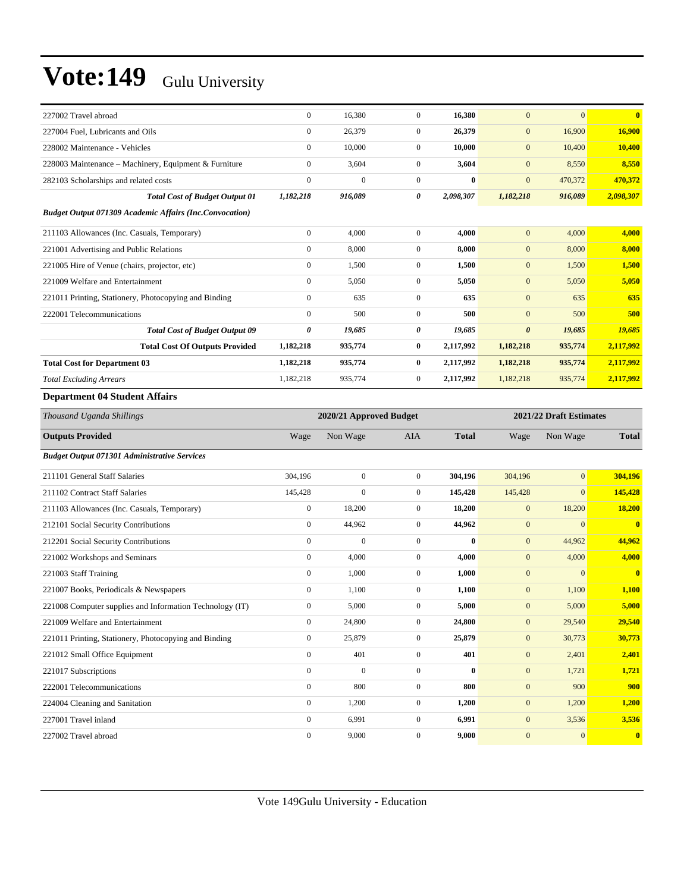| | | | | | | | |
|---|---|---|---|---|---|---|---|
| 227002 Travel abroad | 0 | 16,380 | 0 | **16,380** | 0 | 0 | **0** |
| 227004 Fuel, Lubricants and Oils | 0 | 26,379 | 0 | **26,379** | 0 | 16,900 | **16,900** |
| 228002 Maintenance - Vehicles | 0 | 10,000 | 0 | **10,000** | 0 | 10,400 | **10,400** |
| 228003 Maintenance – Machinery, Equipment & Furniture | 0 | 3,604 | 0 | **3,604** | 0 | 8,550 | **8,550** |
| 282103 Scholarships and related costs | 0 | 0 | 0 | **0** | 0 | 470,372 | **470,372** |
| ***Total Cost of Budget Output 01*** | ***1,182,218*** | ***916,089*** | ***0*** | ***2,098,307*** | ***1,182,218*** | ***916,089*** | ***2,098,307*** |
| ***Budget Output 071309 Academic Affairs (Inc.Convocation)*** | | | | | | | |
| 211103 Allowances (Inc. Casuals, Temporary) | 0 | 4,000 | 0 | **4,000** | 0 | 4,000 | **4,000** |
| 221001 Advertising and Public Relations | 0 | 8,000 | 0 | **8,000** | 0 | 8,000 | **8,000** |
| 221005 Hire of Venue (chairs, projector, etc) | 0 | 1,500 | 0 | **1,500** | 0 | 1,500 | **1,500** |
| 221009 Welfare and Entertainment | 0 | 5,050 | 0 | **5,050** | 0 | 5,050 | **5,050** |
| 221011 Printing, Stationery, Photocopying and Binding | 0 | 635 | 0 | **635** | 0 | 635 | **635** |
| 222001 Telecommunications | 0 | 500 | 0 | **500** | 0 | 500 | **500** |
| ***Total Cost of Budget Output 09*** | ***0*** | ***19,685*** | ***0*** | ***19,685*** | ***0*** | ***19,685*** | ***19,685*** |
| **Total Cost Of Outputs Provided** | **1,182,218** | **935,774** | **0** | **2,117,992** | **1,182,218** | **935,774** | **2,117,992** |
| **Total Cost for Department 03** | **1,182,218** | **935,774** | **0** | **2,117,992** | **1,182,218** | **935,774** | **2,117,992** |
| *Total Excluding Arrears* | 1,182,218 | 935,774 | 0 | **2,117,992** | 1,182,218 | 935,774 | **2,117,992** |

### Department 04 Student Affairs

| *Thousand Uganda Shillings* | 2020/21 Approved Budget | | | | 2021/22 Draft Estimates | | |
|---|---|---|---|---|---|---|---|
| **Outputs Provided** | Wage | Non Wage | AIA | **Total** | Wage | Non Wage | **Total** |
| ***Budget Output 071301 Administrative Services*** | | | | | | | |
| 211101 General Staff Salaries | 304,196 | 0 | 0 | **304,196** | 304,196 | 0 | **304,196** |
| 211102 Contract Staff Salaries | 145,428 | 0 | 0 | **145,428** | 145,428 | 0 | **145,428** |
| 211103 Allowances (Inc. Casuals, Temporary) | 0 | 18,200 | 0 | **18,200** | 0 | 18,200 | **18,200** |
| 212101 Social Security Contributions | 0 | 44,962 | 0 | **44,962** | 0 | 0 | **0** |
| 212201 Social Security Contributions | 0 | 0 | 0 | **0** | 0 | 44,962 | **44,962** |
| 221002 Workshops and Seminars | 0 | 4,000 | 0 | **4,000** | 0 | 4,000 | **4,000** |
| 221003 Staff Training | 0 | 1,000 | 0 | **1,000** | 0 | 0 | **0** |
| 221007 Books, Periodicals & Newspapers | 0 | 1,100 | 0 | **1,100** | 0 | 1,100 | **1,100** |
| 221008 Computer supplies and Information Technology (IT) | 0 | 5,000 | 0 | **5,000** | 0 | 5,000 | **5,000** |
| 221009 Welfare and Entertainment | 0 | 24,800 | 0 | **24,800** | 0 | 29,540 | **29,540** |
| 221011 Printing, Stationery, Photocopying and Binding | 0 | 25,879 | 0 | **25,879** | 0 | 30,773 | **30,773** |
| 221012 Small Office Equipment | 0 | 401 | 0 | **401** | 0 | 2,401 | **2,401** |
| 221017 Subscriptions | 0 | 0 | 0 | **0** | 0 | 1,721 | **1,721** |
| 222001 Telecommunications | 0 | 800 | 0 | **800** | 0 | 900 | **900** |
| 224004 Cleaning and Sanitation | 0 | 1,200 | 0 | **1,200** | 0 | 1,200 | **1,200** |
| 227001 Travel inland | 0 | 6,991 | 0 | **6,991** | 0 | 3,536 | **3,536** |
| 227002 Travel abroad | 0 | 9,000 | 0 | **9,000** | 0 | 0 | **0** |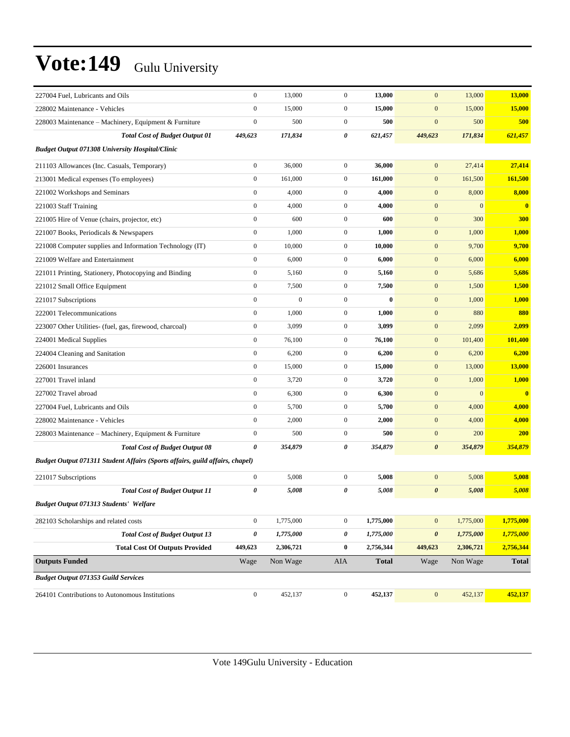# Vote:149 Gulu University

| | | | | | | | |
|---|---|---|---|---|---|---|---|
| 227004 Fuel, Lubricants and Oils | 0 | 13,000 | 0 | **13,000** | 0 | 13,000 | **13,000** |
| 228002 Maintenance - Vehicles | 0 | 15,000 | 0 | **15,000** | 0 | 15,000 | **15,000** |
| 228003 Maintenance – Machinery, Equipment & Furniture | 0 | 500 | 0 | **500** | 0 | 500 | **500** |
| ***Total Cost of Budget Output 01*** | ***449,623*** | ***171,834*** | ***0*** | ***621,457*** | ***449,623*** | ***171,834*** | ***621,457*** |
| ***Budget Output 071308 University Hospital/Clinic*** | | | | | | | |
| 211103 Allowances (Inc. Casuals, Temporary) | 0 | 36,000 | 0 | **36,000** | 0 | 27,414 | **27,414** |
| 213001 Medical expenses (To employees) | 0 | 161,000 | 0 | **161,000** | 0 | 161,500 | **161,500** |
| 221002 Workshops and Seminars | 0 | 4,000 | 0 | **4,000** | 0 | 8,000 | **8,000** |
| 221003 Staff Training | 0 | 4,000 | 0 | **4,000** | 0 | 0 | **0** |
| 221005 Hire of Venue (chairs, projector, etc) | 0 | 600 | 0 | **600** | 0 | 300 | **300** |
| 221007 Books, Periodicals & Newspapers | 0 | 1,000 | 0 | **1,000** | 0 | 1,000 | **1,000** |
| 221008 Computer supplies and Information Technology (IT) | 0 | 10,000 | 0 | **10,000** | 0 | 9,700 | **9,700** |
| 221009 Welfare and Entertainment | 0 | 6,000 | 0 | **6,000** | 0 | 6,000 | **6,000** |
| 221011 Printing, Stationery, Photocopying and Binding | 0 | 5,160 | 0 | **5,160** | 0 | 5,686 | **5,686** |
| 221012 Small Office Equipment | 0 | 7,500 | 0 | **7,500** | 0 | 1,500 | **1,500** |
| 221017 Subscriptions | 0 | 0 | 0 | **0** | 0 | 1,000 | **1,000** |
| 222001 Telecommunications | 0 | 1,000 | 0 | **1,000** | 0 | 880 | **880** |
| 223007 Other Utilities- (fuel, gas, firewood, charcoal) | 0 | 3,099 | 0 | **3,099** | 0 | 2,099 | **2,099** |
| 224001 Medical Supplies | 0 | 76,100 | 0 | **76,100** | 0 | 101,400 | **101,400** |
| 224004 Cleaning and Sanitation | 0 | 6,200 | 0 | **6,200** | 0 | 6,200 | **6,200** |
| 226001 Insurances | 0 | 15,000 | 0 | **15,000** | 0 | 13,000 | **13,000** |
| 227001 Travel inland | 0 | 3,720 | 0 | **3,720** | 0 | 1,000 | **1,000** |
| 227002 Travel abroad | 0 | 6,300 | 0 | **6,300** | 0 | 0 | **0** |
| 227004 Fuel, Lubricants and Oils | 0 | 5,700 | 0 | **5,700** | 0 | 4,000 | **4,000** |
| 228002 Maintenance - Vehicles | 0 | 2,000 | 0 | **2,000** | 0 | 4,000 | **4,000** |
| 228003 Maintenance – Machinery, Equipment & Furniture | 0 | 500 | 0 | **500** | 0 | 200 | **200** |
| ***Total Cost of Budget Output 08*** | ***0*** | ***354,879*** | ***0*** | ***354,879*** | ***0*** | ***354,879*** | ***354,879*** |
| ***Budget Output 071311 Student Affairs (Sports affairs, guild affairs, chapel)*** | | | | | | | |
| 221017 Subscriptions | 0 | 5,008 | 0 | **5,008** | 0 | 5,008 | **5,008** |
| ***Total Cost of Budget Output 11*** | ***0*** | ***5,008*** | ***0*** | ***5,008*** | ***0*** | ***5,008*** | ***5,008*** |
| ***Budget Output 071313 Students' Welfare*** | | | | | | | |
| 282103 Scholarships and related costs | 0 | 1,775,000 | 0 | **1,775,000** | 0 | 1,775,000 | **1,775,000** |
| ***Total Cost of Budget Output 13*** | ***0*** | ***1,775,000*** | ***0*** | ***1,775,000*** | ***0*** | ***1,775,000*** | ***1,775,000*** |
| **Total Cost Of Outputs Provided** | **449,623** | **2,306,721** | **0** | **2,756,344** | **449,623** | **2,306,721** | **2,756,344** |
| **Outputs Funded** | Wage | Non Wage | AIA | **Total** | Wage | Non Wage | **Total** |
| ***Budget Output 071353 Guild Services*** | | | | | | | |
| 264101 Contributions to Autonomous Institutions | 0 | 452,137 | 0 | **452,137** | 0 | 452,137 | **452,137** |

Vote 149Gulu University - Education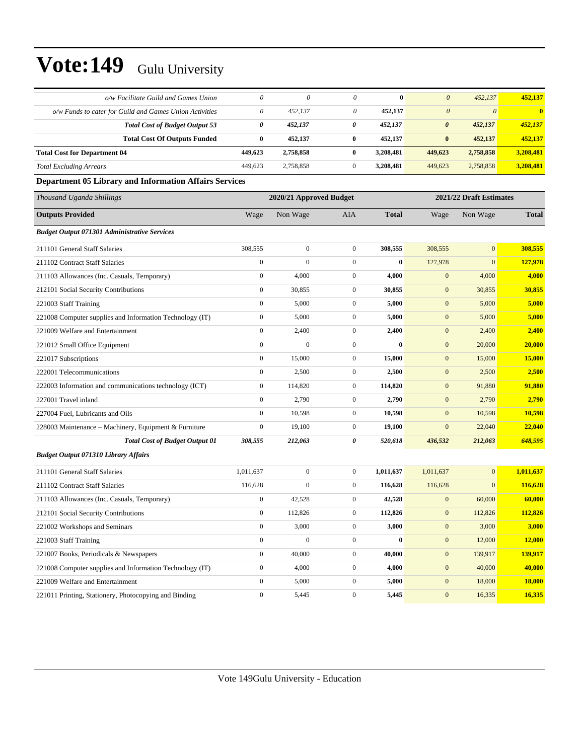# Vote:149 Gulu University

| | | | | | | | |
|---|---|---|---|---|---|---|---|
| *o/w Facilitate Guild and Games Union* | *0* | *0* | *0* | **0** | *0* | *452,137* | **452,137** |
| *o/w Funds to cater for Guild and Games Union Activities* | *0* | *452,137* | *0* | **452,137** | *0* | *0* | **0** |
| ***Total Cost of Budget Output 53*** | ***0*** | ***452,137*** | ***0*** | ***452,137*** | ***0*** | ***452,137*** | ***452,137*** |
| **Total Cost Of Outputs Funded** | **0** | **452,137** | **0** | **452,137** | **0** | **452,137** | **452,137** |
| **Total Cost for Department 04** | **449,623** | **2,758,858** | **0** | **3,208,481** | **449,623** | **2,758,858** | **3,208,481** |
| *Total Excluding Arrears* | 449,623 | 2,758,858 | 0 | **3,208,481** | 449,623 | 2,758,858 | **3,208,481** |

### Department 05 Library and Information Affairs Services

| *Thousand Uganda Shillings* | 2020/21 Approved Budget | | | | 2021/22 Draft Estimates | | |
|---|---|---|---|---|---|---|---|
| **Outputs Provided** | Wage | Non Wage | AIA | **Total** | Wage | Non Wage | **Total** |
| ***Budget Output 071301 Administrative Services*** | | | | | | | |
| 211101 General Staff Salaries | 308,555 | 0 | 0 | **308,555** | 308,555 | 0 | **308,555** |
| 211102 Contract Staff Salaries | 0 | 0 | 0 | **0** | 127,978 | 0 | **127,978** |
| 211103 Allowances (Inc. Casuals, Temporary) | 0 | 4,000 | 0 | **4,000** | 0 | 4,000 | **4,000** |
| 212101 Social Security Contributions | 0 | 30,855 | 0 | **30,855** | 0 | 30,855 | **30,855** |
| 221003 Staff Training | 0 | 5,000 | 0 | **5,000** | 0 | 5,000 | **5,000** |
| 221008 Computer supplies and Information Technology (IT) | 0 | 5,000 | 0 | **5,000** | 0 | 5,000 | **5,000** |
| 221009 Welfare and Entertainment | 0 | 2,400 | 0 | **2,400** | 0 | 2,400 | **2,400** |
| 221012 Small Office Equipment | 0 | 0 | 0 | **0** | 0 | 20,000 | **20,000** |
| 221017 Subscriptions | 0 | 15,000 | 0 | **15,000** | 0 | 15,000 | **15,000** |
| 222001 Telecommunications | 0 | 2,500 | 0 | **2,500** | 0 | 2,500 | **2,500** |
| 222003 Information and communications technology (ICT) | 0 | 114,820 | 0 | **114,820** | 0 | 91,880 | **91,880** |
| 227001 Travel inland | 0 | 2,790 | 0 | **2,790** | 0 | 2,790 | **2,790** |
| 227004 Fuel, Lubricants and Oils | 0 | 10,598 | 0 | **10,598** | 0 | 10,598 | **10,598** |
| 228003 Maintenance – Machinery, Equipment & Furniture | 0 | 19,100 | 0 | **19,100** | 0 | 22,040 | **22,040** |
| ***Total Cost of Budget Output 01*** | ***308,555*** | ***212,063*** | ***0*** | ***520,618*** | ***436,532*** | ***212,063*** | ***648,595*** |
| ***Budget Output 071310 Library Affairs*** | | | | | | | |
| 211101 General Staff Salaries | 1,011,637 | 0 | 0 | **1,011,637** | 1,011,637 | 0 | **1,011,637** |
| 211102 Contract Staff Salaries | 116,628 | 0 | 0 | **116,628** | 116,628 | 0 | **116,628** |
| 211103 Allowances (Inc. Casuals, Temporary) | 0 | 42,528 | 0 | **42,528** | 0 | 60,000 | **60,000** |
| 212101 Social Security Contributions | 0 | 112,826 | 0 | **112,826** | 0 | 112,826 | **112,826** |
| 221002 Workshops and Seminars | 0 | 3,000 | 0 | **3,000** | 0 | 3,000 | **3,000** |
| 221003 Staff Training | 0 | 0 | 0 | **0** | 0 | 12,000 | **12,000** |
| 221007 Books, Periodicals & Newspapers | 0 | 40,000 | 0 | **40,000** | 0 | 139,917 | **139,917** |
| 221008 Computer supplies and Information Technology (IT) | 0 | 4,000 | 0 | **4,000** | 0 | 40,000 | **40,000** |
| 221009 Welfare and Entertainment | 0 | 5,000 | 0 | **5,000** | 0 | 18,000 | **18,000** |
| 221011 Printing, Stationery, Photocopying and Binding | 0 | 5,445 | 0 | **5,445** | 0 | 16,335 | **16,335** |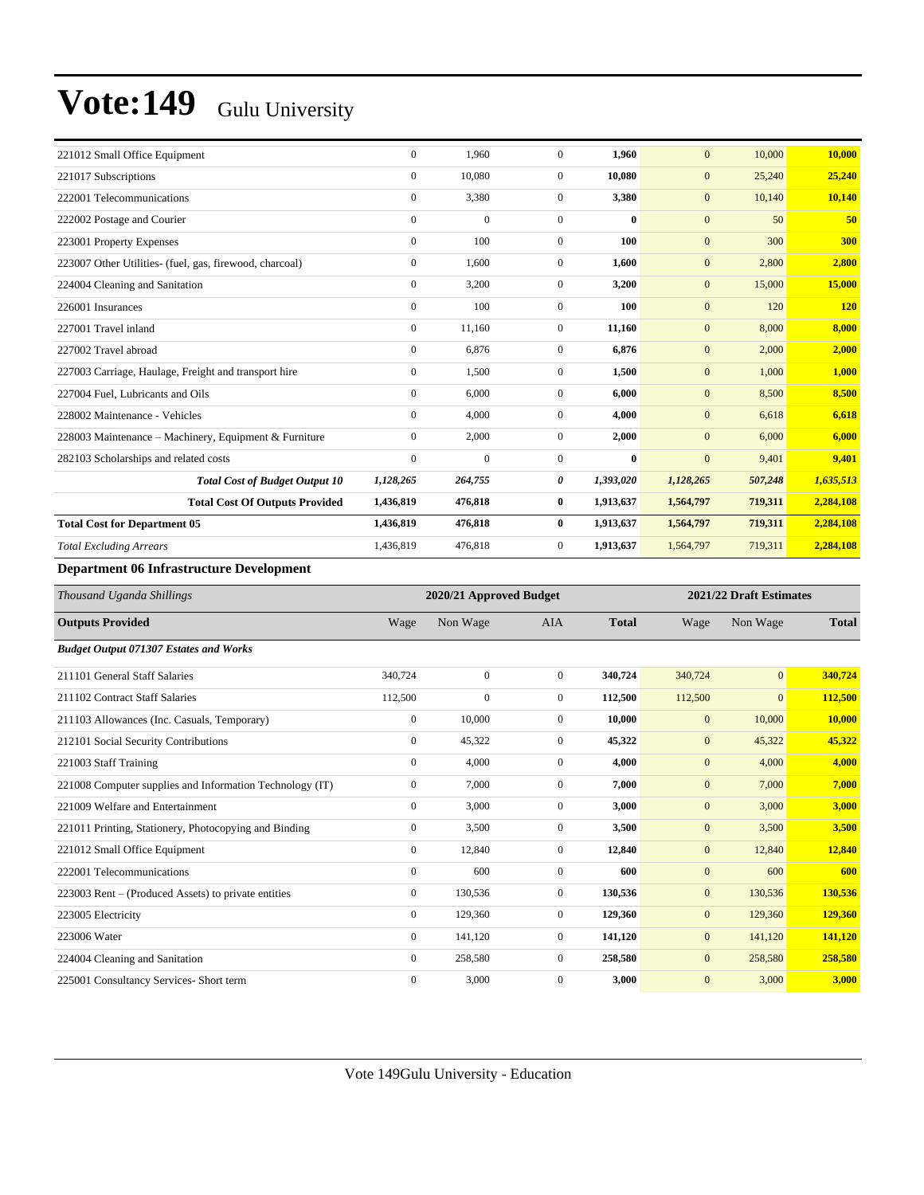| | | | | | | | |
|---|---|---|---|---|---|---|---|
| 221012 Small Office Equipment | 0 | 1,960 | 0 | **1,960** | 0 | 10,000 | **10,000** |
| 221017 Subscriptions | 0 | 10,080 | 0 | **10,080** | 0 | 25,240 | **25,240** |
| 222001 Telecommunications | 0 | 3,380 | 0 | **3,380** | 0 | 10,140 | **10,140** |
| 222002 Postage and Courier | 0 | 0 | 0 | **0** | 0 | 50 | **50** |
| 223001 Property Expenses | 0 | 100 | 0 | **100** | 0 | 300 | **300** |
| 223007 Other Utilities- (fuel, gas, firewood, charcoal) | 0 | 1,600 | 0 | **1,600** | 0 | 2,800 | **2,800** |
| 224004 Cleaning and Sanitation | 0 | 3,200 | 0 | **3,200** | 0 | 15,000 | **15,000** |
| 226001 Insurances | 0 | 100 | 0 | **100** | 0 | 120 | **120** |
| 227001 Travel inland | 0 | 11,160 | 0 | **11,160** | 0 | 8,000 | **8,000** |
| 227002 Travel abroad | 0 | 6,876 | 0 | **6,876** | 0 | 2,000 | **2,000** |
| 227003 Carriage, Haulage, Freight and transport hire | 0 | 1,500 | 0 | **1,500** | 0 | 1,000 | **1,000** |
| 227004 Fuel, Lubricants and Oils | 0 | 6,000 | 0 | **6,000** | 0 | 8,500 | **8,500** |
| 228002 Maintenance - Vehicles | 0 | 4,000 | 0 | **4,000** | 0 | 6,618 | **6,618** |
| 228003 Maintenance – Machinery, Equipment & Furniture | 0 | 2,000 | 0 | **2,000** | 0 | 6,000 | **6,000** |
| 282103 Scholarships and related costs | 0 | 0 | 0 | **0** | 0 | 9,401 | **9,401** |
| ***Total Cost of Budget Output 10*** | ***1,128,265*** | ***264,755*** | ***0*** | ***1,393,020*** | ***1,128,265*** | ***507,248*** | ***1,635,513*** |
| **Total Cost Of Outputs Provided** | **1,436,819** | **476,818** | **0** | **1,913,637** | **1,564,797** | **719,311** | **2,284,108** |
| **Total Cost for Department 05** | **1,436,819** | **476,818** | **0** | **1,913,637** | **1,564,797** | **719,311** | **2,284,108** |
| *Total Excluding Arrears* | 1,436,819 | 476,818 | 0 | **1,913,637** | 1,564,797 | 719,311 | **2,284,108** |

**Department 06 Infrastructure Development**

| *Thousand Uganda Shillings* | 2020/21 Approved Budget | | | | 2021/22 Draft Estimates | | |
|---|---|---|---|---|---|---|---|
| **Outputs Provided** | Wage | Non Wage | AIA | **Total** | Wage | Non Wage | **Total** |
| ***Budget Output 071307 Estates and Works*** | | | | | | | |
| 211101 General Staff Salaries | 340,724 | 0 | 0 | **340,724** | 340,724 | 0 | **340,724** |
| 211102 Contract Staff Salaries | 112,500 | 0 | 0 | **112,500** | 112,500 | 0 | **112,500** |
| 211103 Allowances (Inc. Casuals, Temporary) | 0 | 10,000 | 0 | **10,000** | 0 | 10,000 | **10,000** |
| 212101 Social Security Contributions | 0 | 45,322 | 0 | **45,322** | 0 | 45,322 | **45,322** |
| 221003 Staff Training | 0 | 4,000 | 0 | **4,000** | 0 | 4,000 | **4,000** |
| 221008 Computer supplies and Information Technology (IT) | 0 | 7,000 | 0 | **7,000** | 0 | 7,000 | **7,000** |
| 221009 Welfare and Entertainment | 0 | 3,000 | 0 | **3,000** | 0 | 3,000 | **3,000** |
| 221011 Printing, Stationery, Photocopying and Binding | 0 | 3,500 | 0 | **3,500** | 0 | 3,500 | **3,500** |
| 221012 Small Office Equipment | 0 | 12,840 | 0 | **12,840** | 0 | 12,840 | **12,840** |
| 222001 Telecommunications | 0 | 600 | 0 | **600** | 0 | 600 | **600** |
| 223003 Rent – (Produced Assets) to private entities | 0 | 130,536 | 0 | **130,536** | 0 | 130,536 | **130,536** |
| 223005 Electricity | 0 | 129,360 | 0 | **129,360** | 0 | 129,360 | **129,360** |
| 223006 Water | 0 | 141,120 | 0 | **141,120** | 0 | 141,120 | **141,120** |
| 224004 Cleaning and Sanitation | 0 | 258,580 | 0 | **258,580** | 0 | 258,580 | **258,580** |
| 225001 Consultancy Services- Short term | 0 | 3,000 | 0 | **3,000** | 0 | 3,000 | **3,000** |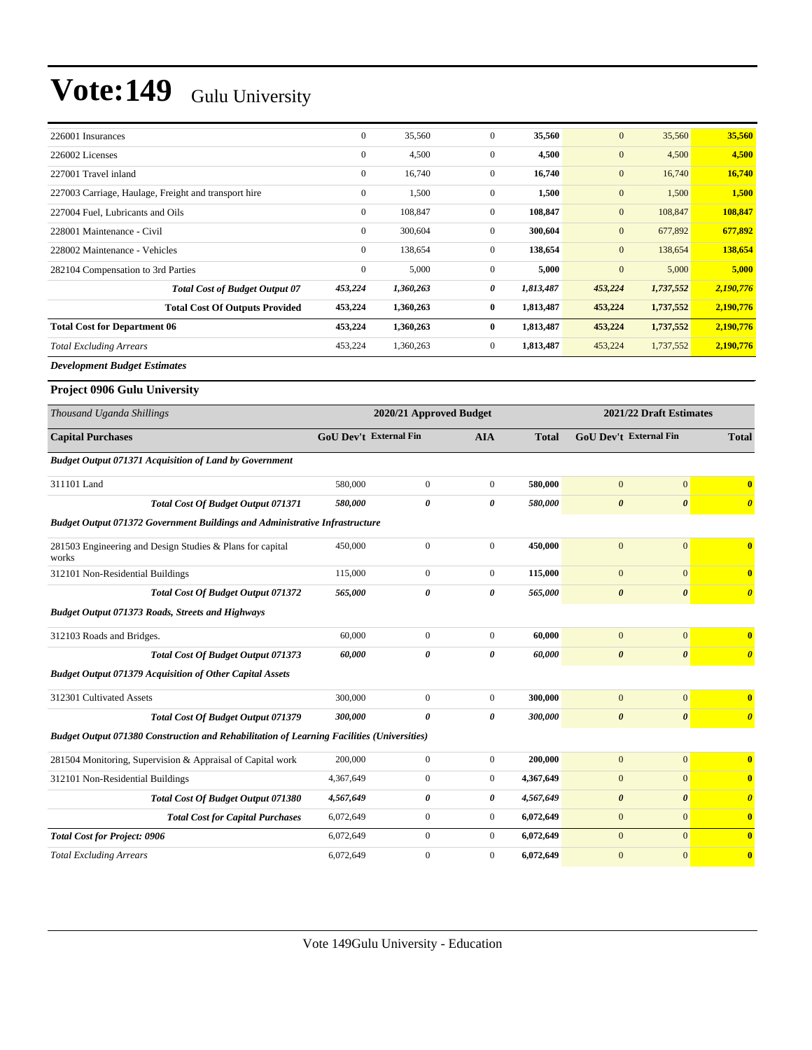# Vote:149 Gulu University

| | | | | | | | |
|---|---|---|---|---|---|---|---|
| 226001 Insurances | 0 | 35,560 | 0 | **35,560** | 0 | 35,560 | **35,560** |
| 226002 Licenses | 0 | 4,500 | 0 | **4,500** | 0 | 4,500 | **4,500** |
| 227001 Travel inland | 0 | 16,740 | 0 | **16,740** | 0 | 16,740 | **16,740** |
| 227003 Carriage, Haulage, Freight and transport hire | 0 | 1,500 | 0 | **1,500** | 0 | 1,500 | **1,500** |
| 227004 Fuel, Lubricants and Oils | 0 | 108,847 | 0 | **108,847** | 0 | 108,847 | **108,847** |
| 228001 Maintenance - Civil | 0 | 300,604 | 0 | **300,604** | 0 | 677,892 | **677,892** |
| 228002 Maintenance - Vehicles | 0 | 138,654 | 0 | **138,654** | 0 | 138,654 | **138,654** |
| 282104 Compensation to 3rd Parties | 0 | 5,000 | 0 | **5,000** | 0 | 5,000 | **5,000** |
| ***Total Cost of Budget Output 07*** | ***453,224*** | ***1,360,263*** | ***0*** | ***1,813,487*** | ***453,224*** | ***1,737,552*** | ***2,190,776*** |
| **Total Cost Of Outputs Provided** | **453,224** | **1,360,263** | **0** | **1,813,487** | **453,224** | **1,737,552** | **2,190,776** |
| **Total Cost for Department 06** | **453,224** | **1,360,263** | **0** | **1,813,487** | **453,224** | **1,737,552** | **2,190,776** |
| *Total Excluding Arrears* | 453,224 | 1,360,263 | 0 | **1,813,487** | 453,224 | 1,737,552 | **2,190,776** |

***Development Budget Estimates***

**Project 0906 Gulu University**

| *Thousand Uganda Shillings* | 2020/21 Approved Budget | | | | 2021/22 Draft Estimates | | |
|---|---|---|---|---|---|---|---|
| **Capital Purchases** | **GoU Dev't** | **External Fin** | **AIA** | **Total** | **GoU Dev't** | **External Fin** | **Total** |
| ***Budget Output 071371 Acquisition of Land by Government*** | | | | | | | |
| 311101 Land | 580,000 | 0 | 0 | **580,000** | 0 | 0 | **0** |
| ***Total Cost Of Budget Output 071371*** | ***580,000*** | ***0*** | ***0*** | ***580,000*** | ***0*** | ***0*** | ***0*** |
| ***Budget Output 071372 Government Buildings and Administrative Infrastructure*** | | | | | | | |
| 281503 Engineering and Design Studies & Plans for capital works | 450,000 | 0 | 0 | **450,000** | 0 | 0 | **0** |
| 312101 Non-Residential Buildings | 115,000 | 0 | 0 | **115,000** | 0 | 0 | **0** |
| ***Total Cost Of Budget Output 071372*** | ***565,000*** | ***0*** | ***0*** | ***565,000*** | ***0*** | ***0*** | ***0*** |
| ***Budget Output 071373 Roads, Streets and Highways*** | | | | | | | |
| 312103 Roads and Bridges. | 60,000 | 0 | 0 | **60,000** | 0 | 0 | **0** |
| ***Total Cost Of Budget Output 071373*** | ***60,000*** | ***0*** | ***0*** | ***60,000*** | ***0*** | ***0*** | ***0*** |
| ***Budget Output 071379 Acquisition of Other Capital Assets*** | | | | | | | |
| 312301 Cultivated Assets | 300,000 | 0 | 0 | **300,000** | 0 | 0 | **0** |
| ***Total Cost Of Budget Output 071379*** | ***300,000*** | ***0*** | ***0*** | ***300,000*** | ***0*** | ***0*** | ***0*** |
| ***Budget Output 071380 Construction and Rehabilitation of Learning Facilities (Universities)*** | | | | | | | |
| 281504 Monitoring, Supervision & Appraisal of Capital work | 200,000 | 0 | 0 | **200,000** | 0 | 0 | **0** |
| 312101 Non-Residential Buildings | 4,367,649 | 0 | 0 | **4,367,649** | 0 | 0 | **0** |
| ***Total Cost Of Budget Output 071380*** | ***4,567,649*** | ***0*** | ***0*** | ***4,567,649*** | ***0*** | ***0*** | ***0*** |
| ***Total Cost for Capital Purchases*** | 6,072,649 | 0 | 0 | **6,072,649** | 0 | 0 | **0** |
| ***Total Cost for Project: 0906*** | 6,072,649 | 0 | 0 | **6,072,649** | 0 | 0 | **0** |
| *Total Excluding Arrears* | 6,072,649 | 0 | 0 | **6,072,649** | 0 | 0 | **0** |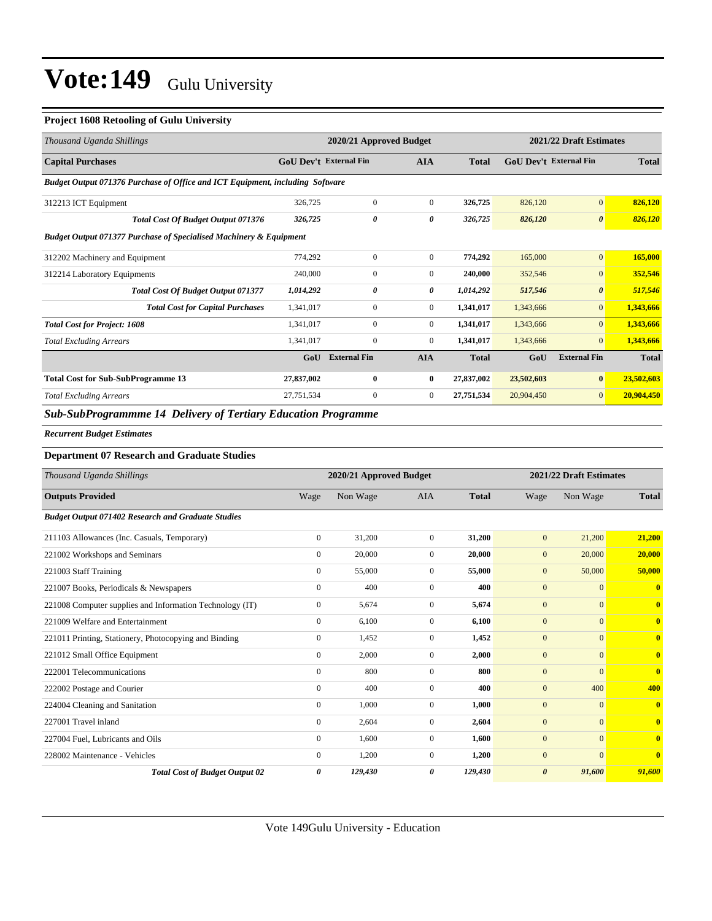# Vote:149 Gulu University

### Project 1608 Retooling of Gulu University

| *Thousand Uganda Shillings* | 2020/21 Approved Budget | | | | 2021/22 Draft Estimates | | |
|---|---|---|---|---|---|---|---|
| **Capital Purchases** | **GoU Dev't** | **External Fin** | **AIA** | **Total** | **GoU Dev't** | **External Fin** | **Total** |
| ***Budget Output 071376 Purchase of Office and ICT Equipment, including Software*** | | | | | | | |
| 312213 ICT Equipment | 326,725 | 0 | 0 | **326,725** | 826,120 | 0 | **826,120** |
| ***Total Cost Of Budget Output 071376*** | ***326,725*** | ***0*** | ***0*** | ***326,725*** | ***826,120*** | ***0*** | ***826,120*** |
| ***Budget Output 071377 Purchase of Specialised Machinery & Equipment*** | | | | | | | |
| 312202 Machinery and Equipment | 774,292 | 0 | 0 | **774,292** | 165,000 | 0 | **165,000** |
| 312214 Laboratory Equipments | 240,000 | 0 | 0 | **240,000** | 352,546 | 0 | **352,546** |
| ***Total Cost Of Budget Output 071377*** | ***1,014,292*** | ***0*** | ***0*** | ***1,014,292*** | ***517,546*** | ***0*** | ***517,546*** |
| ***Total Cost for Capital Purchases*** | 1,341,017 | 0 | 0 | **1,341,017** | 1,343,666 | 0 | **1,343,666** |
| ***Total Cost for Project: 1608*** | 1,341,017 | 0 | 0 | **1,341,017** | 1,343,666 | 0 | **1,343,666** |
| *Total Excluding Arrears* | 1,341,017 | 0 | 0 | **1,341,017** | 1,343,666 | 0 | **1,343,666** |
| | **GoU** | **External Fin** | **AIA** | **Total** | **GoU** | **External Fin** | **Total** |
| **Total Cost for Sub-SubProgramme 13** | **27,837,002** | **0** | **0** | **27,837,002** | **23,502,603** | **0** | **23,502,603** |
| *Total Excluding Arrears* | 27,751,534 | 0 | 0 | **27,751,534** | 20,904,450 | 0 | **20,904,450** |

## *Sub-SubProgrammme 14 Delivery of Tertiary Education Programme*

***Recurrent Budget Estimates***

### Department 07 Research and Graduate Studies

| *Thousand Uganda Shillings* | 2020/21 Approved Budget | | | | 2021/22 Draft Estimates | | |
|---|---|---|---|---|---|---|---|
| **Outputs Provided** | Wage | Non Wage | AIA | **Total** | Wage | Non Wage | **Total** |
| ***Budget Output 071402 Research and Graduate Studies*** | | | | | | | |
| 211103 Allowances (Inc. Casuals, Temporary) | 0 | 31,200 | 0 | **31,200** | 0 | 21,200 | **21,200** |
| 221002 Workshops and Seminars | 0 | 20,000 | 0 | **20,000** | 0 | 20,000 | **20,000** |
| 221003 Staff Training | 0 | 55,000 | 0 | **55,000** | 0 | 50,000 | **50,000** |
| 221007 Books, Periodicals & Newspapers | 0 | 400 | 0 | **400** | 0 | 0 | **0** |
| 221008 Computer supplies and Information Technology (IT) | 0 | 5,674 | 0 | **5,674** | 0 | 0 | **0** |
| 221009 Welfare and Entertainment | 0 | 6,100 | 0 | **6,100** | 0 | 0 | **0** |
| 221011 Printing, Stationery, Photocopying and Binding | 0 | 1,452 | 0 | **1,452** | 0 | 0 | **0** |
| 221012 Small Office Equipment | 0 | 2,000 | 0 | **2,000** | 0 | 0 | **0** |
| 222001 Telecommunications | 0 | 800 | 0 | **800** | 0 | 0 | **0** |
| 222002 Postage and Courier | 0 | 400 | 0 | **400** | 0 | 400 | **400** |
| 224004 Cleaning and Sanitation | 0 | 1,000 | 0 | **1,000** | 0 | 0 | **0** |
| 227001 Travel inland | 0 | 2,604 | 0 | **2,604** | 0 | 0 | **0** |
| 227004 Fuel, Lubricants and Oils | 0 | 1,600 | 0 | **1,600** | 0 | 0 | **0** |
| 228002 Maintenance - Vehicles | 0 | 1,200 | 0 | **1,200** | 0 | 0 | **0** |
| ***Total Cost of Budget Output 02*** | ***0*** | ***129,430*** | ***0*** | ***129,430*** | ***0*** | ***91,600*** | ***91,600*** |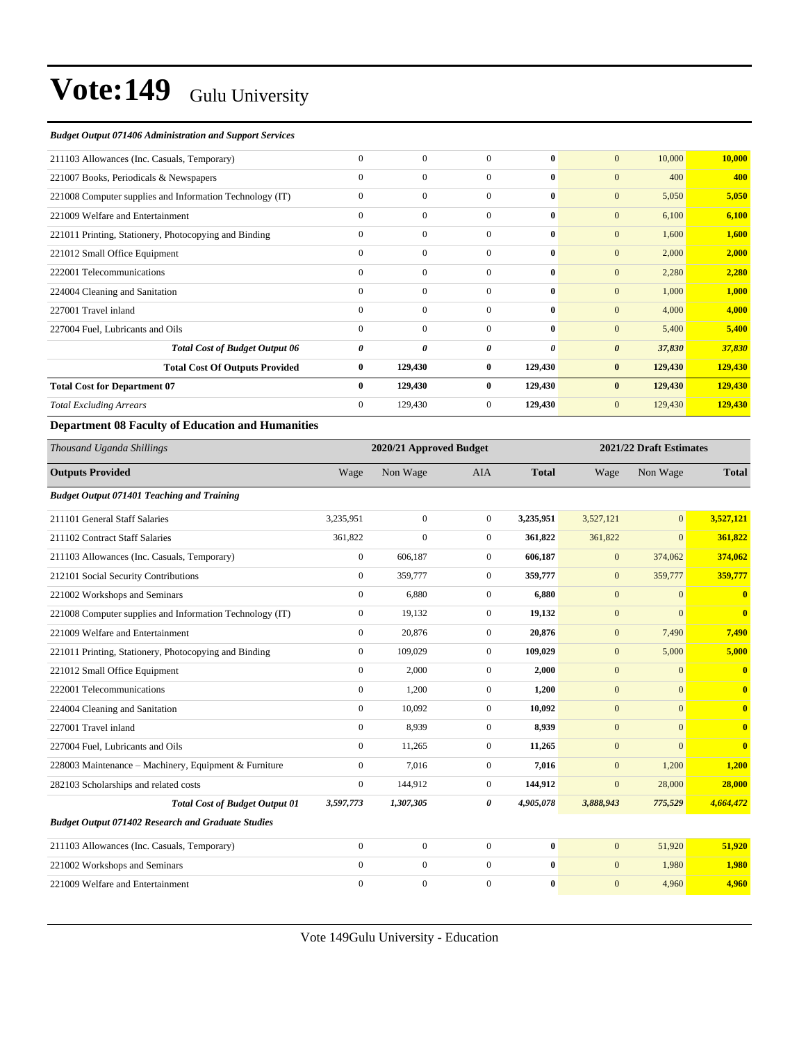# Vote:149 Gulu University

*Budget Output 071406 Administration and Support Services*

| | | | | | | | |
|---|---|---|---|---|---|---|---|
| 211103 Allowances (Inc. Casuals, Temporary) | 0 | 0 | 0 | **0** | 0 | 10,000 | **10,000** |
| 221007 Books, Periodicals & Newspapers | 0 | 0 | 0 | **0** | 0 | 400 | **400** |
| 221008 Computer supplies and Information Technology (IT) | 0 | 0 | 0 | **0** | 0 | 5,050 | **5,050** |
| 221009 Welfare and Entertainment | 0 | 0 | 0 | **0** | 0 | 6,100 | **6,100** |
| 221011 Printing, Stationery, Photocopying and Binding | 0 | 0 | 0 | **0** | 0 | 1,600 | **1,600** |
| 221012 Small Office Equipment | 0 | 0 | 0 | **0** | 0 | 2,000 | **2,000** |
| 222001 Telecommunications | 0 | 0 | 0 | **0** | 0 | 2,280 | **2,280** |
| 224004 Cleaning and Sanitation | 0 | 0 | 0 | **0** | 0 | 1,000 | **1,000** |
| 227001 Travel inland | 0 | 0 | 0 | **0** | 0 | 4,000 | **4,000** |
| 227004 Fuel, Lubricants and Oils | 0 | 0 | 0 | **0** | 0 | 5,400 | **5,400** |
| ***Total Cost of Budget Output 06*** | ***0*** | ***0*** | ***0*** | ***0*** | ***0*** | ***37,830*** | ***37,830*** |
| **Total Cost Of Outputs Provided** | **0** | **129,430** | **0** | **129,430** | **0** | **129,430** | **129,430** |
| **Total Cost for Department 07** | **0** | **129,430** | **0** | **129,430** | **0** | **129,430** | **129,430** |
| *Total Excluding Arrears* | 0 | 129,430 | 0 | **129,430** | 0 | 129,430 | **129,430** |

### Department 08 Faculty of Education and Humanities

| *Thousand Uganda Shillings* | 2020/21 Approved Budget | | | | 2021/22 Draft Estimates | | |
|---|---|---|---|---|---|---|---|
| **Outputs Provided** | Wage | Non Wage | AIA | **Total** | Wage | Non Wage | **Total** |
| ***Budget Output 071401 Teaching and Training*** | | | | | | | |
| 211101 General Staff Salaries | 3,235,951 | 0 | 0 | **3,235,951** | 3,527,121 | 0 | **3,527,121** |
| 211102 Contract Staff Salaries | 361,822 | 0 | 0 | **361,822** | 361,822 | 0 | **361,822** |
| 211103 Allowances (Inc. Casuals, Temporary) | 0 | 606,187 | 0 | **606,187** | 0 | 374,062 | **374,062** |
| 212101 Social Security Contributions | 0 | 359,777 | 0 | **359,777** | 0 | 359,777 | **359,777** |
| 221002 Workshops and Seminars | 0 | 6,880 | 0 | **6,880** | 0 | 0 | **0** |
| 221008 Computer supplies and Information Technology (IT) | 0 | 19,132 | 0 | **19,132** | 0 | 0 | **0** |
| 221009 Welfare and Entertainment | 0 | 20,876 | 0 | **20,876** | 0 | 7,490 | **7,490** |
| 221011 Printing, Stationery, Photocopying and Binding | 0 | 109,029 | 0 | **109,029** | 0 | 5,000 | **5,000** |
| 221012 Small Office Equipment | 0 | 2,000 | 0 | **2,000** | 0 | 0 | **0** |
| 222001 Telecommunications | 0 | 1,200 | 0 | **1,200** | 0 | 0 | **0** |
| 224004 Cleaning and Sanitation | 0 | 10,092 | 0 | **10,092** | 0 | 0 | **0** |
| 227001 Travel inland | 0 | 8,939 | 0 | **8,939** | 0 | 0 | **0** |
| 227004 Fuel, Lubricants and Oils | 0 | 11,265 | 0 | **11,265** | 0 | 0 | **0** |
| 228003 Maintenance – Machinery, Equipment & Furniture | 0 | 7,016 | 0 | **7,016** | 0 | 1,200 | **1,200** |
| 282103 Scholarships and related costs | 0 | 144,912 | 0 | **144,912** | 0 | 28,000 | **28,000** |
| ***Total Cost of Budget Output 01*** | ***3,597,773*** | ***1,307,305*** | ***0*** | ***4,905,078*** | ***3,888,943*** | ***775,529*** | ***4,664,472*** |
| ***Budget Output 071402 Research and Graduate Studies*** | | | | | | | |
| 211103 Allowances (Inc. Casuals, Temporary) | 0 | 0 | 0 | **0** | 0 | 51,920 | **51,920** |
| 221002 Workshops and Seminars | 0 | 0 | 0 | **0** | 0 | 1,980 | **1,980** |
| 221009 Welfare and Entertainment | 0 | 0 | 0 | **0** | 0 | 4,960 | **4,960** |

Vote 149Gulu University - Education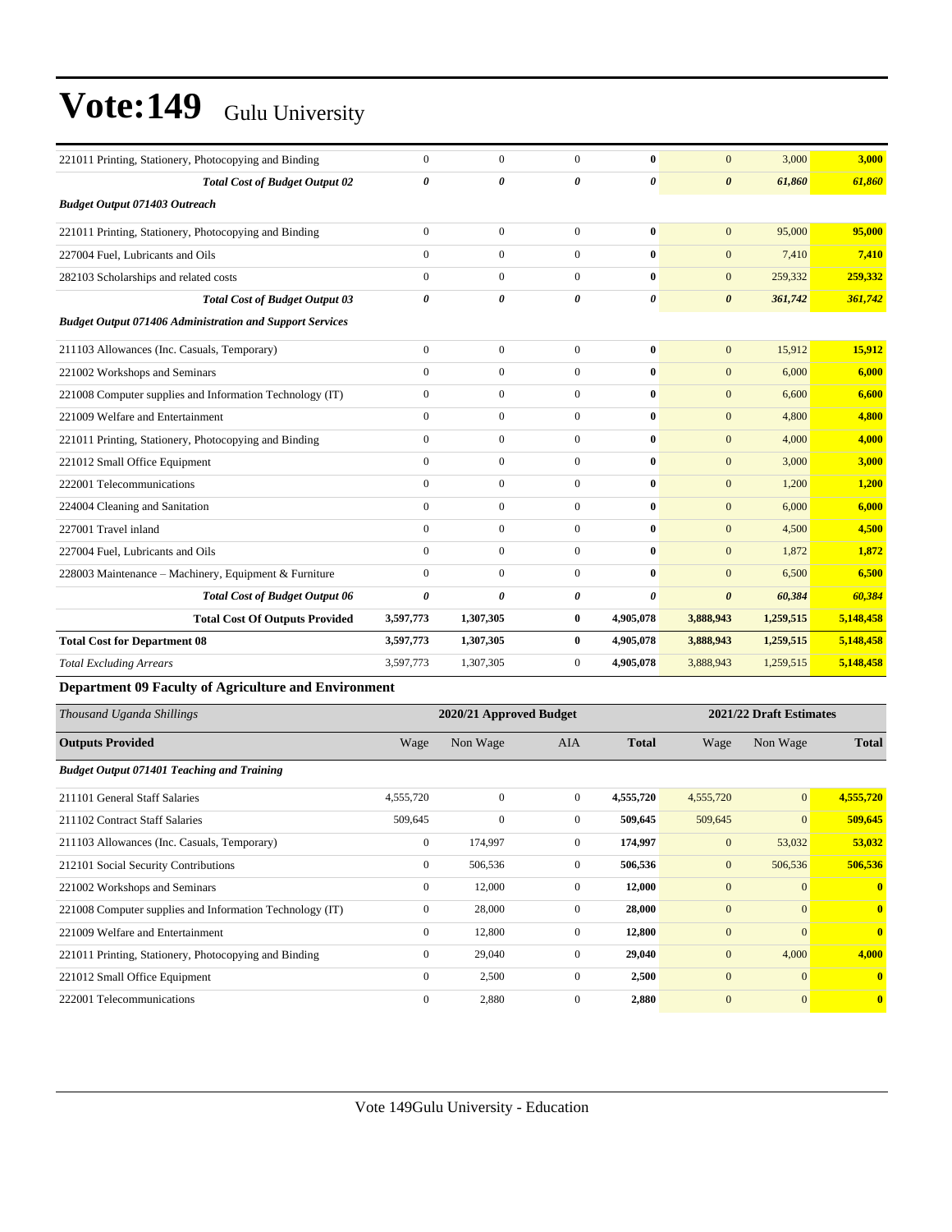| | | | | | | | |
|---|---|---|---|---|---|---|---|
| 221011 Printing, Stationery, Photocopying and Binding | 0 | 0 | 0 | **0** | 0 | 3,000 | **3,000** |
| ***Total Cost of Budget Output 02*** | ***0*** | ***0*** | ***0*** | ***0*** | ***0*** | ***61,860*** | ***61,860*** |
| ***Budget Output 071403 Outreach*** | | | | | | | |
| 221011 Printing, Stationery, Photocopying and Binding | 0 | 0 | 0 | **0** | 0 | 95,000 | **95,000** |
| 227004 Fuel, Lubricants and Oils | 0 | 0 | 0 | **0** | 0 | 7,410 | **7,410** |
| 282103 Scholarships and related costs | 0 | 0 | 0 | **0** | 0 | 259,332 | **259,332** |
| ***Total Cost of Budget Output 03*** | ***0*** | ***0*** | ***0*** | ***0*** | ***0*** | ***361,742*** | ***361,742*** |
| ***Budget Output 071406 Administration and Support Services*** | | | | | | | |
| 211103 Allowances (Inc. Casuals, Temporary) | 0 | 0 | 0 | **0** | 0 | 15,912 | **15,912** |
| 221002 Workshops and Seminars | 0 | 0 | 0 | **0** | 0 | 6,000 | **6,000** |
| 221008 Computer supplies and Information Technology (IT) | 0 | 0 | 0 | **0** | 0 | 6,600 | **6,600** |
| 221009 Welfare and Entertainment | 0 | 0 | 0 | **0** | 0 | 4,800 | **4,800** |
| 221011 Printing, Stationery, Photocopying and Binding | 0 | 0 | 0 | **0** | 0 | 4,000 | **4,000** |
| 221012 Small Office Equipment | 0 | 0 | 0 | **0** | 0 | 3,000 | **3,000** |
| 222001 Telecommunications | 0 | 0 | 0 | **0** | 0 | 1,200 | **1,200** |
| 224004 Cleaning and Sanitation | 0 | 0 | 0 | **0** | 0 | 6,000 | **6,000** |
| 227001 Travel inland | 0 | 0 | 0 | **0** | 0 | 4,500 | **4,500** |
| 227004 Fuel, Lubricants and Oils | 0 | 0 | 0 | **0** | 0 | 1,872 | **1,872** |
| 228003 Maintenance – Machinery, Equipment & Furniture | 0 | 0 | 0 | **0** | 0 | 6,500 | **6,500** |
| ***Total Cost of Budget Output 06*** | ***0*** | ***0*** | ***0*** | ***0*** | ***0*** | ***60,384*** | ***60,384*** |
| **Total Cost Of Outputs Provided** | **3,597,773** | **1,307,305** | **0** | **4,905,078** | **3,888,943** | **1,259,515** | **5,148,458** |
| **Total Cost for Department 08** | **3,597,773** | **1,307,305** | **0** | **4,905,078** | **3,888,943** | **1,259,515** | **5,148,458** |
| *Total Excluding Arrears* | 3,597,773 | 1,307,305 | 0 | **4,905,078** | 3,888,943 | 1,259,515 | **5,148,458** |

**Department 09 Faculty of Agriculture and Environment**

| *Thousand Uganda Shillings* | 2020/21 Approved Budget | | | | 2021/22 Draft Estimates | | |
|---|---|---|---|---|---|---|---|
| **Outputs Provided** | Wage | Non Wage | AIA | **Total** | Wage | Non Wage | **Total** |
| ***Budget Output 071401 Teaching and Training*** | | | | | | | |
| 211101 General Staff Salaries | 4,555,720 | 0 | 0 | **4,555,720** | 4,555,720 | 0 | **4,555,720** |
| 211102 Contract Staff Salaries | 509,645 | 0 | 0 | **509,645** | 509,645 | 0 | **509,645** |
| 211103 Allowances (Inc. Casuals, Temporary) | 0 | 174,997 | 0 | **174,997** | 0 | 53,032 | **53,032** |
| 212101 Social Security Contributions | 0 | 506,536 | 0 | **506,536** | 0 | 506,536 | **506,536** |
| 221002 Workshops and Seminars | 0 | 12,000 | 0 | **12,000** | 0 | 0 | **0** |
| 221008 Computer supplies and Information Technology (IT) | 0 | 28,000 | 0 | **28,000** | 0 | 0 | **0** |
| 221009 Welfare and Entertainment | 0 | 12,800 | 0 | **12,800** | 0 | 0 | **0** |
| 221011 Printing, Stationery, Photocopying and Binding | 0 | 29,040 | 0 | **29,040** | 0 | 4,000 | **4,000** |
| 221012 Small Office Equipment | 0 | 2,500 | 0 | **2,500** | 0 | 0 | **0** |
| 222001 Telecommunications | 0 | 2,880 | 0 | **2,880** | 0 | 0 | **0** |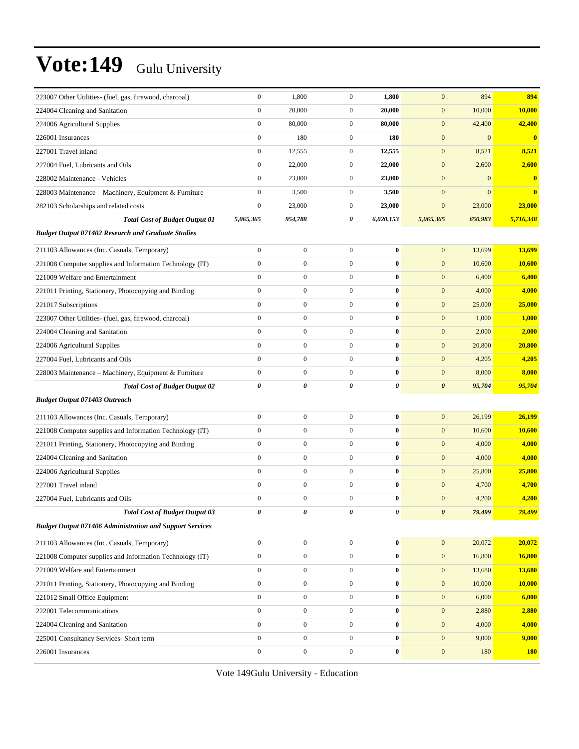# Vote:149 Gulu University

| | | | | | | | |
|---|---|---|---|---|---|---|---|
| 223007 Other Utilities- (fuel, gas, firewood, charcoal) | 0 | 1,800 | 0 | **1,800** | 0 | 894 | **894** |
| 224004 Cleaning and Sanitation | 0 | 20,000 | 0 | **20,000** | 0 | 10,000 | **10,000** |
| 224006 Agricultural Supplies | 0 | 80,000 | 0 | **80,000** | 0 | 42,400 | **42,400** |
| 226001 Insurances | 0 | 180 | 0 | **180** | 0 | 0 | **0** |
| 227001 Travel inland | 0 | 12,555 | 0 | **12,555** | 0 | 8,521 | **8,521** |
| 227004 Fuel, Lubricants and Oils | 0 | 22,000 | 0 | **22,000** | 0 | 2,600 | **2,600** |
| 228002 Maintenance - Vehicles | 0 | 23,000 | 0 | **23,000** | 0 | 0 | **0** |
| 228003 Maintenance – Machinery, Equipment & Furniture | 0 | 3,500 | 0 | **3,500** | 0 | 0 | **0** |
| 282103 Scholarships and related costs | 0 | 23,000 | 0 | **23,000** | 0 | 23,000 | **23,000** |
| ***Total Cost of Budget Output 01*** | ***5,065,365*** | ***954,788*** | ***0*** | ***6,020,153*** | ***5,065,365*** | ***650,983*** | ***5,716,348*** |
| ***Budget Output 071402 Research and Graduate Studies*** | | | | | | | |
| 211103 Allowances (Inc. Casuals, Temporary) | 0 | 0 | 0 | **0** | 0 | 13,699 | **13,699** |
| 221008 Computer supplies and Information Technology (IT) | 0 | 0 | 0 | **0** | 0 | 10,600 | **10,600** |
| 221009 Welfare and Entertainment | 0 | 0 | 0 | **0** | 0 | 6,400 | **6,400** |
| 221011 Printing, Stationery, Photocopying and Binding | 0 | 0 | 0 | **0** | 0 | 4,000 | **4,000** |
| 221017 Subscriptions | 0 | 0 | 0 | **0** | 0 | 25,000 | **25,000** |
| 223007 Other Utilities- (fuel, gas, firewood, charcoal) | 0 | 0 | 0 | **0** | 0 | 1,000 | **1,000** |
| 224004 Cleaning and Sanitation | 0 | 0 | 0 | **0** | 0 | 2,000 | **2,000** |
| 224006 Agricultural Supplies | 0 | 0 | 0 | **0** | 0 | 20,800 | **20,800** |
| 227004 Fuel, Lubricants and Oils | 0 | 0 | 0 | **0** | 0 | 4,205 | **4,205** |
| 228003 Maintenance – Machinery, Equipment & Furniture | 0 | 0 | 0 | **0** | 0 | 8,000 | **8,000** |
| ***Total Cost of Budget Output 02*** | ***0*** | ***0*** | ***0*** | ***0*** | ***0*** | ***95,704*** | ***95,704*** |
| ***Budget Output 071403 Outreach*** | | | | | | | |
| 211103 Allowances (Inc. Casuals, Temporary) | 0 | 0 | 0 | **0** | 0 | 26,199 | **26,199** |
| 221008 Computer supplies and Information Technology (IT) | 0 | 0 | 0 | **0** | 0 | 10,600 | **10,600** |
| 221011 Printing, Stationery, Photocopying and Binding | 0 | 0 | 0 | **0** | 0 | 4,000 | **4,000** |
| 224004 Cleaning and Sanitation | 0 | 0 | 0 | **0** | 0 | 4,000 | **4,000** |
| 224006 Agricultural Supplies | 0 | 0 | 0 | **0** | 0 | 25,800 | **25,800** |
| 227001 Travel inland | 0 | 0 | 0 | **0** | 0 | 4,700 | **4,700** |
| 227004 Fuel, Lubricants and Oils | 0 | 0 | 0 | **0** | 0 | 4,200 | **4,200** |
| ***Total Cost of Budget Output 03*** | ***0*** | ***0*** | ***0*** | ***0*** | ***0*** | ***79,499*** | ***79,499*** |
| ***Budget Output 071406 Administration and Support Services*** | | | | | | | |
| 211103 Allowances (Inc. Casuals, Temporary) | 0 | 0 | 0 | **0** | 0 | 20,072 | **20,072** |
| 221008 Computer supplies and Information Technology (IT) | 0 | 0 | 0 | **0** | 0 | 16,800 | **16,800** |
| 221009 Welfare and Entertainment | 0 | 0 | 0 | **0** | 0 | 13,680 | **13,680** |
| 221011 Printing, Stationery, Photocopying and Binding | 0 | 0 | 0 | **0** | 0 | 10,000 | **10,000** |
| 221012 Small Office Equipment | 0 | 0 | 0 | **0** | 0 | 6,000 | **6,000** |
| 222001 Telecommunications | 0 | 0 | 0 | **0** | 0 | 2,880 | **2,880** |
| 224004 Cleaning and Sanitation | 0 | 0 | 0 | **0** | 0 | 4,000 | **4,000** |
| 225001 Consultancy Services- Short term | 0 | 0 | 0 | **0** | 0 | 9,000 | **9,000** |
| 226001 Insurances | 0 | 0 | 0 | **0** | 0 | 180 | **180** |

Vote 149Gulu University - Education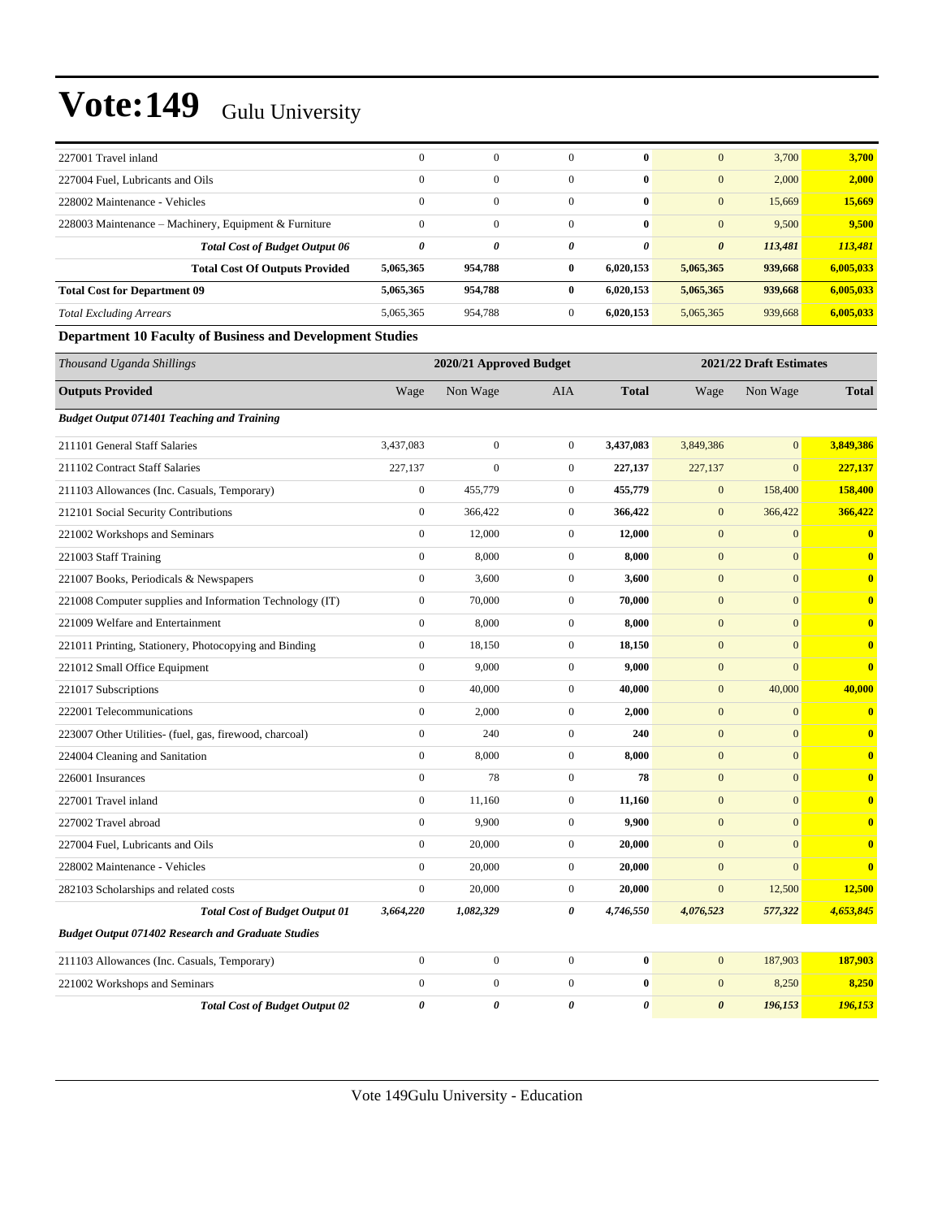| | | | | | | | |
|---|---|---|---|---|---|---|---|
| 227001 Travel inland | 0 | 0 | 0 | **0** | 0 | 3,700 | **3,700** |
| 227004 Fuel, Lubricants and Oils | 0 | 0 | 0 | **0** | 0 | 2,000 | **2,000** |
| 228002 Maintenance - Vehicles | 0 | 0 | 0 | **0** | 0 | 15,669 | **15,669** |
| 228003 Maintenance – Machinery, Equipment & Furniture | 0 | 0 | 0 | **0** | 0 | 9,500 | **9,500** |
| ***Total Cost of Budget Output 06*** | ***0*** | ***0*** | ***0*** | ***0*** | ***0*** | ***113,481*** | ***113,481*** |
| **Total Cost Of Outputs Provided** | **5,065,365** | **954,788** | **0** | **6,020,153** | **5,065,365** | **939,668** | **6,005,033** |
| **Total Cost for Department 09** | **5,065,365** | **954,788** | **0** | **6,020,153** | **5,065,365** | **939,668** | **6,005,033** |
| *Total Excluding Arrears* | 5,065,365 | 954,788 | 0 | **6,020,153** | 5,065,365 | 939,668 | **6,005,033** |

**Department 10 Faculty of Business and Development Studies**

| *Thousand Uganda Shillings* | 2020/21 Approved Budget | | | | 2021/22 Draft Estimates | | |
|---|---|---|---|---|---|---|---|
| **Outputs Provided** | Wage | Non Wage | AIA | **Total** | Wage | Non Wage | **Total** |
| ***Budget Output 071401 Teaching and Training*** | | | | | | | |
| 211101 General Staff Salaries | 3,437,083 | 0 | 0 | **3,437,083** | 3,849,386 | 0 | **3,849,386** |
| 211102 Contract Staff Salaries | 227,137 | 0 | 0 | **227,137** | 227,137 | 0 | **227,137** |
| 211103 Allowances (Inc. Casuals, Temporary) | 0 | 455,779 | 0 | **455,779** | 0 | 158,400 | **158,400** |
| 212101 Social Security Contributions | 0 | 366,422 | 0 | **366,422** | 0 | 366,422 | **366,422** |
| 221002 Workshops and Seminars | 0 | 12,000 | 0 | **12,000** | 0 | 0 | **0** |
| 221003 Staff Training | 0 | 8,000 | 0 | **8,000** | 0 | 0 | **0** |
| 221007 Books, Periodicals & Newspapers | 0 | 3,600 | 0 | **3,600** | 0 | 0 | **0** |
| 221008 Computer supplies and Information Technology (IT) | 0 | 70,000 | 0 | **70,000** | 0 | 0 | **0** |
| 221009 Welfare and Entertainment | 0 | 8,000 | 0 | **8,000** | 0 | 0 | **0** |
| 221011 Printing, Stationery, Photocopying and Binding | 0 | 18,150 | 0 | **18,150** | 0 | 0 | **0** |
| 221012 Small Office Equipment | 0 | 9,000 | 0 | **9,000** | 0 | 0 | **0** |
| 221017 Subscriptions | 0 | 40,000 | 0 | **40,000** | 0 | 40,000 | **40,000** |
| 222001 Telecommunications | 0 | 2,000 | 0 | **2,000** | 0 | 0 | **0** |
| 223007 Other Utilities- (fuel, gas, firewood, charcoal) | 0 | 240 | 0 | **240** | 0 | 0 | **0** |
| 224004 Cleaning and Sanitation | 0 | 8,000 | 0 | **8,000** | 0 | 0 | **0** |
| 226001 Insurances | 0 | 78 | 0 | **78** | 0 | 0 | **0** |
| 227001 Travel inland | 0 | 11,160 | 0 | **11,160** | 0 | 0 | **0** |
| 227002 Travel abroad | 0 | 9,900 | 0 | **9,900** | 0 | 0 | **0** |
| 227004 Fuel, Lubricants and Oils | 0 | 20,000 | 0 | **20,000** | 0 | 0 | **0** |
| 228002 Maintenance - Vehicles | 0 | 20,000 | 0 | **20,000** | 0 | 0 | **0** |
| 282103 Scholarships and related costs | 0 | 20,000 | 0 | **20,000** | 0 | 12,500 | **12,500** |
| ***Total Cost of Budget Output 01*** | ***3,664,220*** | ***1,082,329*** | ***0*** | ***4,746,550*** | ***4,076,523*** | ***577,322*** | ***4,653,845*** |
| ***Budget Output 071402 Research and Graduate Studies*** | | | | | | | |
| 211103 Allowances (Inc. Casuals, Temporary) | 0 | 0 | 0 | **0** | 0 | 187,903 | **187,903** |
| 221002 Workshops and Seminars | 0 | 0 | 0 | **0** | 0 | 8,250 | **8,250** |
| ***Total Cost of Budget Output 02*** | ***0*** | ***0*** | ***0*** | ***0*** | ***0*** | ***196,153*** | ***196,153*** |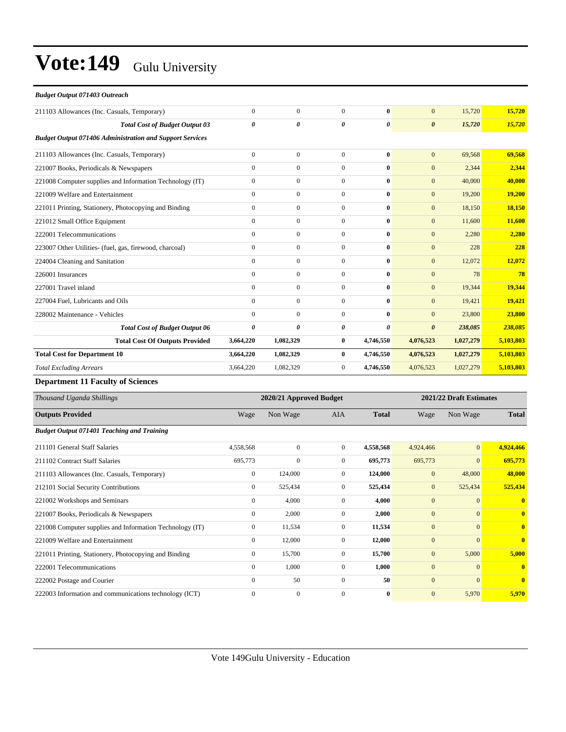# Vote:149 Gulu University

| | | | | | | | |
|---|---|---|---|---|---|---|---|
| ***Budget Output 071403 Outreach*** | | | | | | | |
| 211103 Allowances (Inc. Casuals, Temporary) | 0 | 0 | 0 | **0** | 0 | 15,720 | **15,720** |
| ***Total Cost of Budget Output 03*** | ***0*** | ***0*** | ***0*** | ***0*** | ***0*** | ***15,720*** | ***15,720*** |
| ***Budget Output 071406 Administration and Support Services*** | | | | | | | |
| 211103 Allowances (Inc. Casuals, Temporary) | 0 | 0 | 0 | **0** | 0 | 69,568 | **69,568** |
| 221007 Books, Periodicals & Newspapers | 0 | 0 | 0 | **0** | 0 | 2,344 | **2,344** |
| 221008 Computer supplies and Information Technology (IT) | 0 | 0 | 0 | **0** | 0 | 40,000 | **40,000** |
| 221009 Welfare and Entertainment | 0 | 0 | 0 | **0** | 0 | 19,200 | **19,200** |
| 221011 Printing, Stationery, Photocopying and Binding | 0 | 0 | 0 | **0** | 0 | 18,150 | **18,150** |
| 221012 Small Office Equipment | 0 | 0 | 0 | **0** | 0 | 11,600 | **11,600** |
| 222001 Telecommunications | 0 | 0 | 0 | **0** | 0 | 2,280 | **2,280** |
| 223007 Other Utilities- (fuel, gas, firewood, charcoal) | 0 | 0 | 0 | **0** | 0 | 228 | **228** |
| 224004 Cleaning and Sanitation | 0 | 0 | 0 | **0** | 0 | 12,072 | **12,072** |
| 226001 Insurances | 0 | 0 | 0 | **0** | 0 | 78 | **78** |
| 227001 Travel inland | 0 | 0 | 0 | **0** | 0 | 19,344 | **19,344** |
| 227004 Fuel, Lubricants and Oils | 0 | 0 | 0 | **0** | 0 | 19,421 | **19,421** |
| 228002 Maintenance - Vehicles | 0 | 0 | 0 | **0** | 0 | 23,800 | **23,800** |
| ***Total Cost of Budget Output 06*** | ***0*** | ***0*** | ***0*** | ***0*** | ***0*** | ***238,085*** | ***238,085*** |
| **Total Cost Of Outputs Provided** | **3,664,220** | **1,082,329** | **0** | **4,746,550** | **4,076,523** | **1,027,279** | **5,103,803** |
| **Total Cost for Department 10** | **3,664,220** | **1,082,329** | **0** | **4,746,550** | **4,076,523** | **1,027,279** | **5,103,803** |
| *Total Excluding Arrears* | 3,664,220 | 1,082,329 | 0 | **4,746,550** | 4,076,523 | 1,027,279 | **5,103,803** |

**Department 11 Faculty of Sciences**

| *Thousand Uganda Shillings* | 2020/21 Approved Budget | | | | 2021/22 Draft Estimates | | |
|---|---|---|---|---|---|---|---|
| **Outputs Provided** | Wage | Non Wage | AIA | **Total** | Wage | Non Wage | **Total** |
| ***Budget Output 071401 Teaching and Training*** | | | | | | | |
| 211101 General Staff Salaries | 4,558,568 | 0 | 0 | **4,558,568** | 4,924,466 | 0 | **4,924,466** |
| 211102 Contract Staff Salaries | 695,773 | 0 | 0 | **695,773** | 695,773 | 0 | **695,773** |
| 211103 Allowances (Inc. Casuals, Temporary) | 0 | 124,000 | 0 | **124,000** | 0 | 48,000 | **48,000** |
| 212101 Social Security Contributions | 0 | 525,434 | 0 | **525,434** | 0 | 525,434 | **525,434** |
| 221002 Workshops and Seminars | 0 | 4,000 | 0 | **4,000** | 0 | 0 | **0** |
| 221007 Books, Periodicals & Newspapers | 0 | 2,000 | 0 | **2,000** | 0 | 0 | **0** |
| 221008 Computer supplies and Information Technology (IT) | 0 | 11,534 | 0 | **11,534** | 0 | 0 | **0** |
| 221009 Welfare and Entertainment | 0 | 12,000 | 0 | **12,000** | 0 | 0 | **0** |
| 221011 Printing, Stationery, Photocopying and Binding | 0 | 15,700 | 0 | **15,700** | 0 | 5,000 | **5,000** |
| 222001 Telecommunications | 0 | 1,000 | 0 | **1,000** | 0 | 0 | **0** |
| 222002 Postage and Courier | 0 | 50 | 0 | **50** | 0 | 0 | **0** |
| 222003 Information and communications technology (ICT) | 0 | 0 | 0 | **0** | 0 | 5,970 | **5,970** |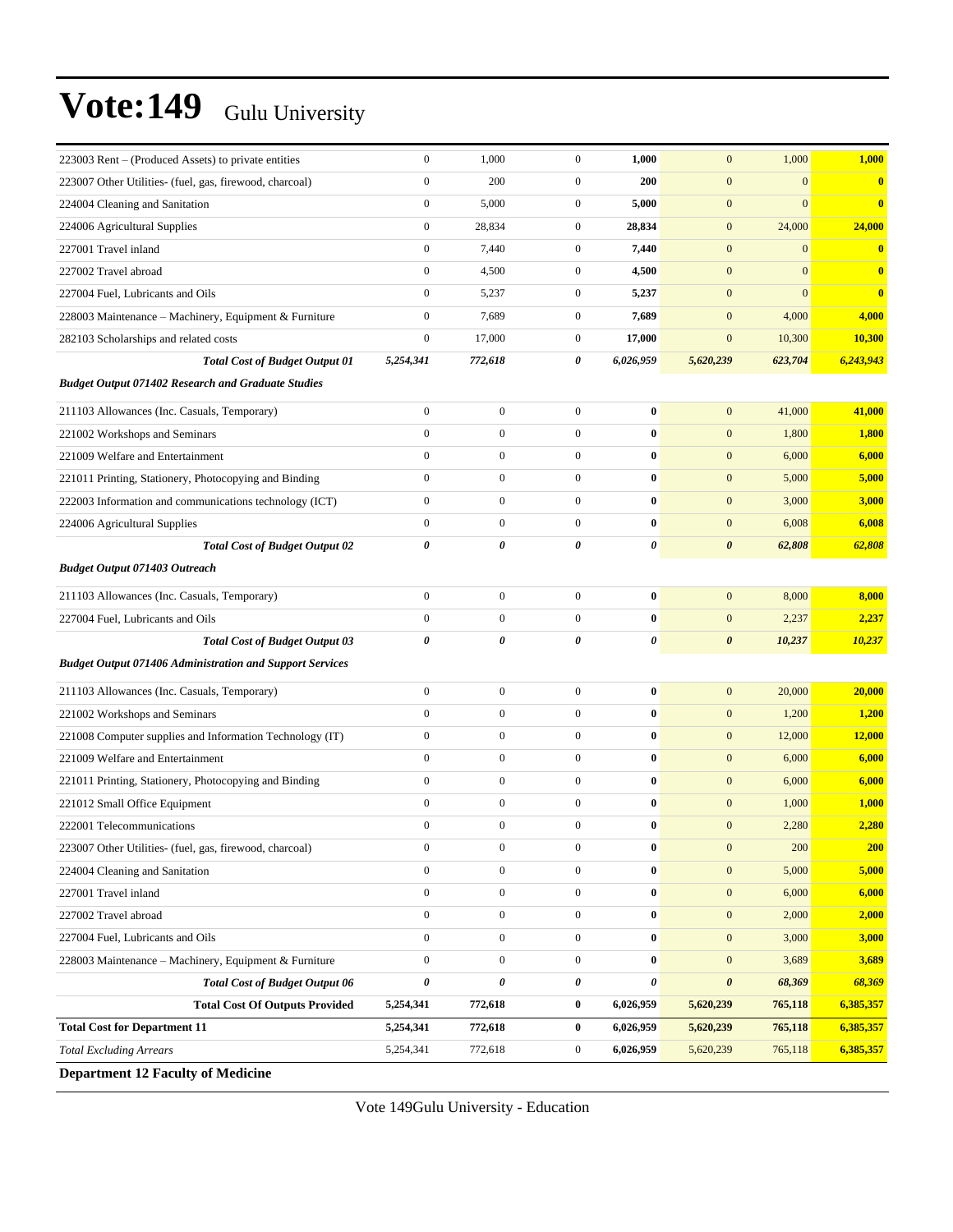# Vote:149 Gulu University

| | | | | | | | |
|---|---|---|---|---|---|---|---|
| 223003 Rent – (Produced Assets) to private entities | 0 | 1,000 | 0 | **1,000** | 0 | 1,000 | **1,000** |
| 223007 Other Utilities- (fuel, gas, firewood, charcoal) | 0 | 200 | 0 | **200** | 0 | 0 | **0** |
| 224004 Cleaning and Sanitation | 0 | 5,000 | 0 | **5,000** | 0 | 0 | **0** |
| 224006 Agricultural Supplies | 0 | 28,834 | 0 | **28,834** | 0 | 24,000 | **24,000** |
| 227001 Travel inland | 0 | 7,440 | 0 | **7,440** | 0 | 0 | **0** |
| 227002 Travel abroad | 0 | 4,500 | 0 | **4,500** | 0 | 0 | **0** |
| 227004 Fuel, Lubricants and Oils | 0 | 5,237 | 0 | **5,237** | 0 | 0 | **0** |
| 228003 Maintenance – Machinery, Equipment & Furniture | 0 | 7,689 | 0 | **7,689** | 0 | 4,000 | **4,000** |
| 282103 Scholarships and related costs | 0 | 17,000 | 0 | **17,000** | 0 | 10,300 | **10,300** |
| ***Total Cost of Budget Output 01*** | ***5,254,341*** | ***772,618*** | ***0*** | ***6,026,959*** | ***5,620,239*** | ***623,704*** | ***6,243,943*** |
| ***Budget Output 071402 Research and Graduate Studies*** | | | | | | | |
| 211103 Allowances (Inc. Casuals, Temporary) | 0 | 0 | 0 | **0** | 0 | 41,000 | **41,000** |
| 221002 Workshops and Seminars | 0 | 0 | 0 | **0** | 0 | 1,800 | **1,800** |
| 221009 Welfare and Entertainment | 0 | 0 | 0 | **0** | 0 | 6,000 | **6,000** |
| 221011 Printing, Stationery, Photocopying and Binding | 0 | 0 | 0 | **0** | 0 | 5,000 | **5,000** |
| 222003 Information and communications technology (ICT) | 0 | 0 | 0 | **0** | 0 | 3,000 | **3,000** |
| 224006 Agricultural Supplies | 0 | 0 | 0 | **0** | 0 | 6,008 | **6,008** |
| ***Total Cost of Budget Output 02*** | ***0*** | ***0*** | ***0*** | ***0*** | ***0*** | ***62,808*** | ***62,808*** |
| ***Budget Output 071403 Outreach*** | | | | | | | |
| 211103 Allowances (Inc. Casuals, Temporary) | 0 | 0 | 0 | **0** | 0 | 8,000 | **8,000** |
| 227004 Fuel, Lubricants and Oils | 0 | 0 | 0 | **0** | 0 | 2,237 | **2,237** |
| ***Total Cost of Budget Output 03*** | ***0*** | ***0*** | ***0*** | ***0*** | ***0*** | ***10,237*** | ***10,237*** |
| ***Budget Output 071406 Administration and Support Services*** | | | | | | | |
| 211103 Allowances (Inc. Casuals, Temporary) | 0 | 0 | 0 | **0** | 0 | 20,000 | **20,000** |
| 221002 Workshops and Seminars | 0 | 0 | 0 | **0** | 0 | 1,200 | **1,200** |
| 221008 Computer supplies and Information Technology (IT) | 0 | 0 | 0 | **0** | 0 | 12,000 | **12,000** |
| 221009 Welfare and Entertainment | 0 | 0 | 0 | **0** | 0 | 6,000 | **6,000** |
| 221011 Printing, Stationery, Photocopying and Binding | 0 | 0 | 0 | **0** | 0 | 6,000 | **6,000** |
| 221012 Small Office Equipment | 0 | 0 | 0 | **0** | 0 | 1,000 | **1,000** |
| 222001 Telecommunications | 0 | 0 | 0 | **0** | 0 | 2,280 | **2,280** |
| 223007 Other Utilities- (fuel, gas, firewood, charcoal) | 0 | 0 | 0 | **0** | 0 | 200 | **200** |
| 224004 Cleaning and Sanitation | 0 | 0 | 0 | **0** | 0 | 5,000 | **5,000** |
| 227001 Travel inland | 0 | 0 | 0 | **0** | 0 | 6,000 | **6,000** |
| 227002 Travel abroad | 0 | 0 | 0 | **0** | 0 | 2,000 | **2,000** |
| 227004 Fuel, Lubricants and Oils | 0 | 0 | 0 | **0** | 0 | 3,000 | **3,000** |
| 228003 Maintenance – Machinery, Equipment & Furniture | 0 | 0 | 0 | **0** | 0 | 3,689 | **3,689** |
| ***Total Cost of Budget Output 06*** | ***0*** | ***0*** | ***0*** | ***0*** | ***0*** | ***68,369*** | ***68,369*** |
| **Total Cost Of Outputs Provided** | **5,254,341** | **772,618** | **0** | **6,026,959** | **5,620,239** | **765,118** | **6,385,357** |
| **Total Cost for Department 11** | **5,254,341** | **772,618** | **0** | **6,026,959** | **5,620,239** | **765,118** | **6,385,357** |
| *Total Excluding Arrears* | 5,254,341 | 772,618 | 0 | **6,026,959** | 5,620,239 | 765,118 | **6,385,357** |

**Department 12 Faculty of Medicine**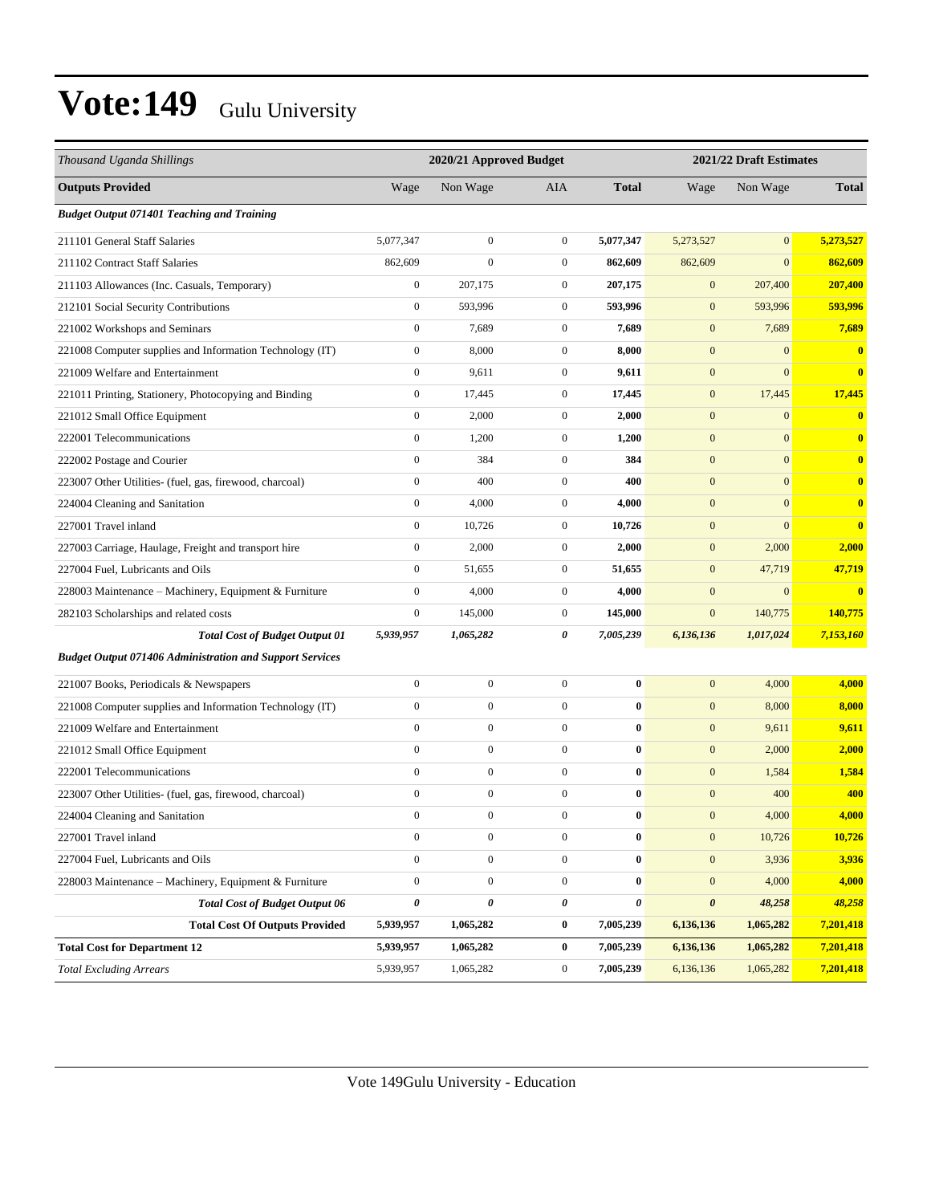# Vote:149 Gulu University

| Thousand Uganda Shillings | 2020/21 Approved Budget | | | | 2021/22 Draft Estimates | | |
|---|---|---|---|---|---|---|---|
| **Outputs Provided** | Wage | Non Wage | AIA | **Total** | Wage | Non Wage | **Total** |
| ***Budget Output 071401 Teaching and Training*** | | | | | | | |
| 211101 General Staff Salaries | 5,077,347 | 0 | 0 | **5,077,347** | 5,273,527 | 0 | **5,273,527** |
| 211102 Contract Staff Salaries | 862,609 | 0 | 0 | **862,609** | 862,609 | 0 | **862,609** |
| 211103 Allowances (Inc. Casuals, Temporary) | 0 | 207,175 | 0 | **207,175** | 0 | 207,400 | **207,400** |
| 212101 Social Security Contributions | 0 | 593,996 | 0 | **593,996** | 0 | 593,996 | **593,996** |
| 221002 Workshops and Seminars | 0 | 7,689 | 0 | **7,689** | 0 | 7,689 | **7,689** |
| 221008 Computer supplies and Information Technology (IT) | 0 | 8,000 | 0 | **8,000** | 0 | 0 | **0** |
| 221009 Welfare and Entertainment | 0 | 9,611 | 0 | **9,611** | 0 | 0 | **0** |
| 221011 Printing, Stationery, Photocopying and Binding | 0 | 17,445 | 0 | **17,445** | 0 | 17,445 | **17,445** |
| 221012 Small Office Equipment | 0 | 2,000 | 0 | **2,000** | 0 | 0 | **0** |
| 222001 Telecommunications | 0 | 1,200 | 0 | **1,200** | 0 | 0 | **0** |
| 222002 Postage and Courier | 0 | 384 | 0 | **384** | 0 | 0 | **0** |
| 223007 Other Utilities- (fuel, gas, firewood, charcoal) | 0 | 400 | 0 | **400** | 0 | 0 | **0** |
| 224004 Cleaning and Sanitation | 0 | 4,000 | 0 | **4,000** | 0 | 0 | **0** |
| 227001 Travel inland | 0 | 10,726 | 0 | **10,726** | 0 | 0 | **0** |
| 227003 Carriage, Haulage, Freight and transport hire | 0 | 2,000 | 0 | **2,000** | 0 | 2,000 | **2,000** |
| 227004 Fuel, Lubricants and Oils | 0 | 51,655 | 0 | **51,655** | 0 | 47,719 | **47,719** |
| 228003 Maintenance – Machinery, Equipment & Furniture | 0 | 4,000 | 0 | **4,000** | 0 | 0 | **0** |
| 282103 Scholarships and related costs | 0 | 145,000 | 0 | **145,000** | 0 | 140,775 | **140,775** |
| ***Total Cost of Budget Output 01*** | ***5,939,957*** | ***1,065,282*** | ***0*** | ***7,005,239*** | ***6,136,136*** | ***1,017,024*** | ***7,153,160*** |
| ***Budget Output 071406 Administration and Support Services*** | | | | | | | |
| 221007 Books, Periodicals & Newspapers | 0 | 0 | 0 | **0** | 0 | 4,000 | **4,000** |
| 221008 Computer supplies and Information Technology (IT) | 0 | 0 | 0 | **0** | 0 | 8,000 | **8,000** |
| 221009 Welfare and Entertainment | 0 | 0 | 0 | **0** | 0 | 9,611 | **9,611** |
| 221012 Small Office Equipment | 0 | 0 | 0 | **0** | 0 | 2,000 | **2,000** |
| 222001 Telecommunications | 0 | 0 | 0 | **0** | 0 | 1,584 | **1,584** |
| 223007 Other Utilities- (fuel, gas, firewood, charcoal) | 0 | 0 | 0 | **0** | 0 | 400 | **400** |
| 224004 Cleaning and Sanitation | 0 | 0 | 0 | **0** | 0 | 4,000 | **4,000** |
| 227001 Travel inland | 0 | 0 | 0 | **0** | 0 | 10,726 | **10,726** |
| 227004 Fuel, Lubricants and Oils | 0 | 0 | 0 | **0** | 0 | 3,936 | **3,936** |
| 228003 Maintenance – Machinery, Equipment & Furniture | 0 | 0 | 0 | **0** | 0 | 4,000 | **4,000** |
| ***Total Cost of Budget Output 06*** | ***0*** | ***0*** | ***0*** | ***0*** | ***0*** | ***48,258*** | ***48,258*** |
| **Total Cost Of Outputs Provided** | **5,939,957** | **1,065,282** | **0** | **7,005,239** | **6,136,136** | **1,065,282** | **7,201,418** |
| **Total Cost for Department 12** | **5,939,957** | **1,065,282** | **0** | **7,005,239** | **6,136,136** | **1,065,282** | **7,201,418** |
| *Total Excluding Arrears* | 5,939,957 | 1,065,282 | 0 | **7,005,239** | 6,136,136 | 1,065,282 | **7,201,418** |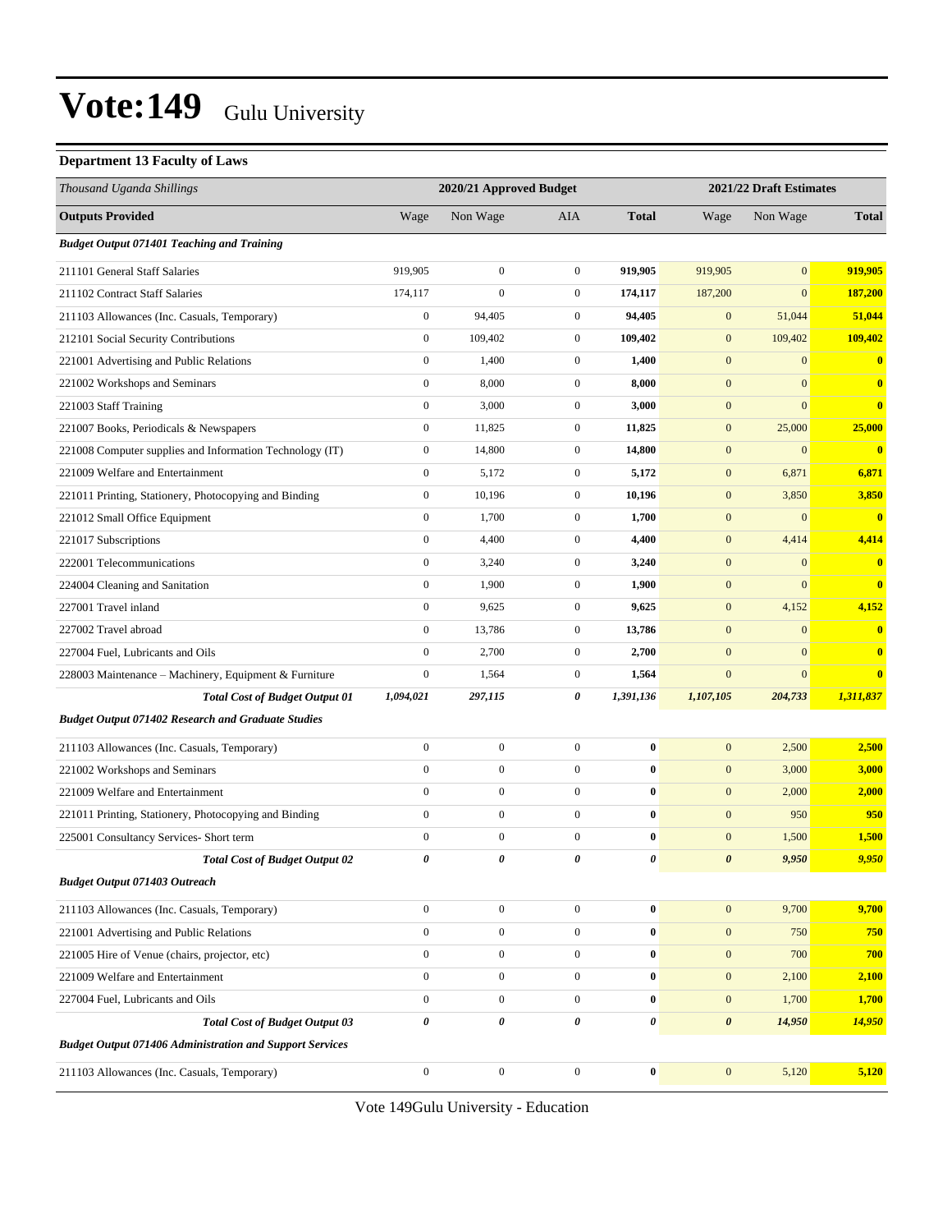# Vote:149 Gulu University

**Department 13 Faculty of Laws**

| *Thousand Uganda Shillings* | 2020/21 Approved Budget | | | | 2021/22 Draft Estimates | | |
|---|---|---|---|---|---|---|---|
| **Outputs Provided** | Wage | Non Wage | AIA | **Total** | Wage | Non Wage | **Total** |
| ***Budget Output 071401 Teaching and Training*** | | | | | | | |
| 211101 General Staff Salaries | 919,905 | 0 | 0 | **919,905** | 919,905 | 0 | **919,905** |
| 211102 Contract Staff Salaries | 174,117 | 0 | 0 | **174,117** | 187,200 | 0 | **187,200** |
| 211103 Allowances (Inc. Casuals, Temporary) | 0 | 94,405 | 0 | **94,405** | 0 | 51,044 | **51,044** |
| 212101 Social Security Contributions | 0 | 109,402 | 0 | **109,402** | 0 | 109,402 | **109,402** |
| 221001 Advertising and Public Relations | 0 | 1,400 | 0 | **1,400** | 0 | 0 | **0** |
| 221002 Workshops and Seminars | 0 | 8,000 | 0 | **8,000** | 0 | 0 | **0** |
| 221003 Staff Training | 0 | 3,000 | 0 | **3,000** | 0 | 0 | **0** |
| 221007 Books, Periodicals & Newspapers | 0 | 11,825 | 0 | **11,825** | 0 | 25,000 | **25,000** |
| 221008 Computer supplies and Information Technology (IT) | 0 | 14,800 | 0 | **14,800** | 0 | 0 | **0** |
| 221009 Welfare and Entertainment | 0 | 5,172 | 0 | **5,172** | 0 | 6,871 | **6,871** |
| 221011 Printing, Stationery, Photocopying and Binding | 0 | 10,196 | 0 | **10,196** | 0 | 3,850 | **3,850** |
| 221012 Small Office Equipment | 0 | 1,700 | 0 | **1,700** | 0 | 0 | **0** |
| 221017 Subscriptions | 0 | 4,400 | 0 | **4,400** | 0 | 4,414 | **4,414** |
| 222001 Telecommunications | 0 | 3,240 | 0 | **3,240** | 0 | 0 | **0** |
| 224004 Cleaning and Sanitation | 0 | 1,900 | 0 | **1,900** | 0 | 0 | **0** |
| 227001 Travel inland | 0 | 9,625 | 0 | **9,625** | 0 | 4,152 | **4,152** |
| 227002 Travel abroad | 0 | 13,786 | 0 | **13,786** | 0 | 0 | **0** |
| 227004 Fuel, Lubricants and Oils | 0 | 2,700 | 0 | **2,700** | 0 | 0 | **0** |
| 228003 Maintenance – Machinery, Equipment & Furniture | 0 | 1,564 | 0 | **1,564** | 0 | 0 | **0** |
| ***Total Cost of Budget Output 01*** | ***1,094,021*** | ***297,115*** | ***0*** | ***1,391,136*** | ***1,107,105*** | ***204,733*** | ***1,311,837*** |
| ***Budget Output 071402 Research and Graduate Studies*** | | | | | | | |
| 211103 Allowances (Inc. Casuals, Temporary) | 0 | 0 | 0 | **0** | 0 | 2,500 | **2,500** |
| 221002 Workshops and Seminars | 0 | 0 | 0 | **0** | 0 | 3,000 | **3,000** |
| 221009 Welfare and Entertainment | 0 | 0 | 0 | **0** | 0 | 2,000 | **2,000** |
| 221011 Printing, Stationery, Photocopying and Binding | 0 | 0 | 0 | **0** | 0 | 950 | **950** |
| 225001 Consultancy Services- Short term | 0 | 0 | 0 | **0** | 0 | 1,500 | **1,500** |
| ***Total Cost of Budget Output 02*** | ***0*** | ***0*** | ***0*** | ***0*** | ***0*** | ***9,950*** | ***9,950*** |
| ***Budget Output 071403 Outreach*** | | | | | | | |
| 211103 Allowances (Inc. Casuals, Temporary) | 0 | 0 | 0 | **0** | 0 | 9,700 | **9,700** |
| 221001 Advertising and Public Relations | 0 | 0 | 0 | **0** | 0 | 750 | **750** |
| 221005 Hire of Venue (chairs, projector, etc) | 0 | 0 | 0 | **0** | 0 | 700 | **700** |
| 221009 Welfare and Entertainment | 0 | 0 | 0 | **0** | 0 | 2,100 | **2,100** |
| 227004 Fuel, Lubricants and Oils | 0 | 0 | 0 | **0** | 0 | 1,700 | **1,700** |
| ***Total Cost of Budget Output 03*** | ***0*** | ***0*** | ***0*** | ***0*** | ***0*** | ***14,950*** | ***14,950*** |
| ***Budget Output 071406 Administration and Support Services*** | | | | | | | |
| 211103 Allowances (Inc. Casuals, Temporary) | 0 | 0 | 0 | **0** | 0 | 5,120 | **5,120** |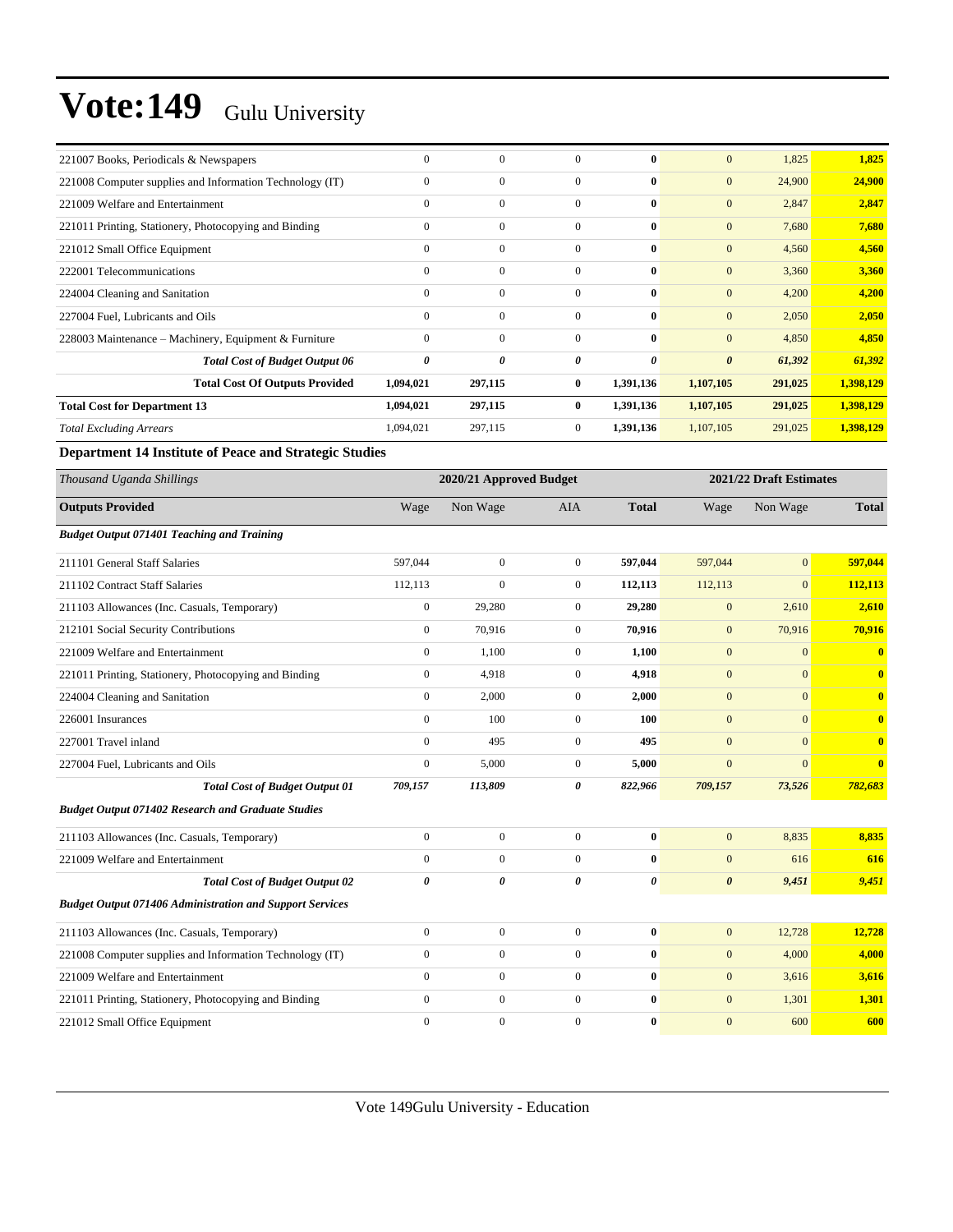| | | | | | | | |
|---|---|---|---|---|---|---|---|
| 221007 Books, Periodicals & Newspapers | 0 | 0 | 0 | **0** | 0 | 1,825 | **1,825** |
| 221008 Computer supplies and Information Technology (IT) | 0 | 0 | 0 | **0** | 0 | 24,900 | **24,900** |
| 221009 Welfare and Entertainment | 0 | 0 | 0 | **0** | 0 | 2,847 | **2,847** |
| 221011 Printing, Stationery, Photocopying and Binding | 0 | 0 | 0 | **0** | 0 | 7,680 | **7,680** |
| 221012 Small Office Equipment | 0 | 0 | 0 | **0** | 0 | 4,560 | **4,560** |
| 222001 Telecommunications | 0 | 0 | 0 | **0** | 0 | 3,360 | **3,360** |
| 224004 Cleaning and Sanitation | 0 | 0 | 0 | **0** | 0 | 4,200 | **4,200** |
| 227004 Fuel, Lubricants and Oils | 0 | 0 | 0 | **0** | 0 | 2,050 | **2,050** |
| 228003 Maintenance – Machinery, Equipment & Furniture | 0 | 0 | 0 | **0** | 0 | 4,850 | **4,850** |
| ***Total Cost of Budget Output 06*** | ***0*** | ***0*** | ***0*** | ***0*** | ***0*** | ***61,392*** | ***61,392*** |
| **Total Cost Of Outputs Provided** | **1,094,021** | **297,115** | **0** | **1,391,136** | **1,107,105** | **291,025** | **1,398,129** |
| **Total Cost for Department 13** | **1,094,021** | **297,115** | **0** | **1,391,136** | **1,107,105** | **291,025** | **1,398,129** |
| *Total Excluding Arrears* | 1,094,021 | 297,115 | 0 | **1,391,136** | 1,107,105 | 291,025 | **1,398,129** |

### Department 14 Institute of Peace and Strategic Studies

| *Thousand Uganda Shillings* | 2020/21 Approved Budget | | | | 2021/22 Draft Estimates | | |
|---|---|---|---|---|---|---|---|
| **Outputs Provided** | Wage | Non Wage | AIA | **Total** | Wage | Non Wage | **Total** |
| ***Budget Output 071401 Teaching and Training*** | | | | | | | |
| 211101 General Staff Salaries | 597,044 | 0 | 0 | **597,044** | 597,044 | 0 | **597,044** |
| 211102 Contract Staff Salaries | 112,113 | 0 | 0 | **112,113** | 112,113 | 0 | **112,113** |
| 211103 Allowances (Inc. Casuals, Temporary) | 0 | 29,280 | 0 | **29,280** | 0 | 2,610 | **2,610** |
| 212101 Social Security Contributions | 0 | 70,916 | 0 | **70,916** | 0 | 70,916 | **70,916** |
| 221009 Welfare and Entertainment | 0 | 1,100 | 0 | **1,100** | 0 | 0 | **0** |
| 221011 Printing, Stationery, Photocopying and Binding | 0 | 4,918 | 0 | **4,918** | 0 | 0 | **0** |
| 224004 Cleaning and Sanitation | 0 | 2,000 | 0 | **2,000** | 0 | 0 | **0** |
| 226001 Insurances | 0 | 100 | 0 | **100** | 0 | 0 | **0** |
| 227001 Travel inland | 0 | 495 | 0 | **495** | 0 | 0 | **0** |
| 227004 Fuel, Lubricants and Oils | 0 | 5,000 | 0 | **5,000** | 0 | 0 | **0** |
| ***Total Cost of Budget Output 01*** | ***709,157*** | ***113,809*** | ***0*** | ***822,966*** | ***709,157*** | ***73,526*** | ***782,683*** |
| ***Budget Output 071402 Research and Graduate Studies*** | | | | | | | |
| 211103 Allowances (Inc. Casuals, Temporary) | 0 | 0 | 0 | **0** | 0 | 8,835 | **8,835** |
| 221009 Welfare and Entertainment | 0 | 0 | 0 | **0** | 0 | 616 | **616** |
| ***Total Cost of Budget Output 02*** | ***0*** | ***0*** | ***0*** | ***0*** | ***0*** | ***9,451*** | ***9,451*** |
| ***Budget Output 071406 Administration and Support Services*** | | | | | | | |
| 211103 Allowances (Inc. Casuals, Temporary) | 0 | 0 | 0 | **0** | 0 | 12,728 | **12,728** |
| 221008 Computer supplies and Information Technology (IT) | 0 | 0 | 0 | **0** | 0 | 4,000 | **4,000** |
| 221009 Welfare and Entertainment | 0 | 0 | 0 | **0** | 0 | 3,616 | **3,616** |
| 221011 Printing, Stationery, Photocopying and Binding | 0 | 0 | 0 | **0** | 0 | 1,301 | **1,301** |
| 221012 Small Office Equipment | 0 | 0 | 0 | **0** | 0 | 600 | **600** |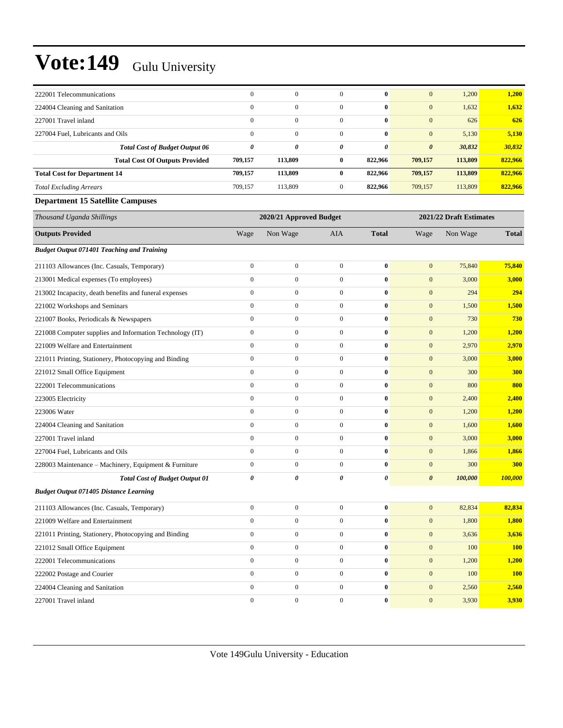| | | | | | | | |
|---|---|---|---|---|---|---|---|
| 222001 Telecommunications | 0 | 0 | 0 | **0** | 0 | 1,200 | **1,200** |
| 224004 Cleaning and Sanitation | 0 | 0 | 0 | **0** | 0 | 1,632 | **1,632** |
| 227001 Travel inland | 0 | 0 | 0 | **0** | 0 | 626 | **626** |
| 227004 Fuel, Lubricants and Oils | 0 | 0 | 0 | **0** | 0 | 5,130 | **5,130** |
| ***Total Cost of Budget Output 06*** | ***0*** | ***0*** | ***0*** | ***0*** | ***0*** | ***30,832*** | ***30,832*** |
| **Total Cost Of Outputs Provided** | **709,157** | **113,809** | **0** | **822,966** | **709,157** | **113,809** | **822,966** |
| **Total Cost for Department 14** | **709,157** | **113,809** | **0** | **822,966** | **709,157** | **113,809** | **822,966** |
| *Total Excluding Arrears* | 709,157 | 113,809 | 0 | **822,966** | 709,157 | 113,809 | **822,966** |

**Department 15 Satellite Campuses**

| *Thousand Uganda Shillings* | 2020/21 Approved Budget | | | | 2021/22 Draft Estimates | | |
|---|---|---|---|---|---|---|---|
| **Outputs Provided** | Wage | Non Wage | AIA | **Total** | Wage | Non Wage | **Total** |
| ***Budget Output 071401 Teaching and Training*** | | | | | | | |
| 211103 Allowances (Inc. Casuals, Temporary) | 0 | 0 | 0 | **0** | 0 | 75,840 | **75,840** |
| 213001 Medical expenses (To employees) | 0 | 0 | 0 | **0** | 0 | 3,000 | **3,000** |
| 213002 Incapacity, death benefits and funeral expenses | 0 | 0 | 0 | **0** | 0 | 294 | **294** |
| 221002 Workshops and Seminars | 0 | 0 | 0 | **0** | 0 | 1,500 | **1,500** |
| 221007 Books, Periodicals & Newspapers | 0 | 0 | 0 | **0** | 0 | 730 | **730** |
| 221008 Computer supplies and Information Technology (IT) | 0 | 0 | 0 | **0** | 0 | 1,200 | **1,200** |
| 221009 Welfare and Entertainment | 0 | 0 | 0 | **0** | 0 | 2,970 | **2,970** |
| 221011 Printing, Stationery, Photocopying and Binding | 0 | 0 | 0 | **0** | 0 | 3,000 | **3,000** |
| 221012 Small Office Equipment | 0 | 0 | 0 | **0** | 0 | 300 | **300** |
| 222001 Telecommunications | 0 | 0 | 0 | **0** | 0 | 800 | **800** |
| 223005 Electricity | 0 | 0 | 0 | **0** | 0 | 2,400 | **2,400** |
| 223006 Water | 0 | 0 | 0 | **0** | 0 | 1,200 | **1,200** |
| 224004 Cleaning and Sanitation | 0 | 0 | 0 | **0** | 0 | 1,600 | **1,600** |
| 227001 Travel inland | 0 | 0 | 0 | **0** | 0 | 3,000 | **3,000** |
| 227004 Fuel, Lubricants and Oils | 0 | 0 | 0 | **0** | 0 | 1,866 | **1,866** |
| 228003 Maintenance – Machinery, Equipment & Furniture | 0 | 0 | 0 | **0** | 0 | 300 | **300** |
| ***Total Cost of Budget Output 01*** | ***0*** | ***0*** | ***0*** | ***0*** | ***0*** | ***100,000*** | ***100,000*** |
| ***Budget Output 071405 Distance Learning*** | | | | | | | |
| 211103 Allowances (Inc. Casuals, Temporary) | 0 | 0 | 0 | **0** | 0 | 82,834 | **82,834** |
| 221009 Welfare and Entertainment | 0 | 0 | 0 | **0** | 0 | 1,800 | **1,800** |
| 221011 Printing, Stationery, Photocopying and Binding | 0 | 0 | 0 | **0** | 0 | 3,636 | **3,636** |
| 221012 Small Office Equipment | 0 | 0 | 0 | **0** | 0 | 100 | **100** |
| 222001 Telecommunications | 0 | 0 | 0 | **0** | 0 | 1,200 | **1,200** |
| 222002 Postage and Courier | 0 | 0 | 0 | **0** | 0 | 100 | **100** |
| 224004 Cleaning and Sanitation | 0 | 0 | 0 | **0** | 0 | 2,560 | **2,560** |
| 227001 Travel inland | 0 | 0 | 0 | **0** | 0 | 3,930 | **3,930** |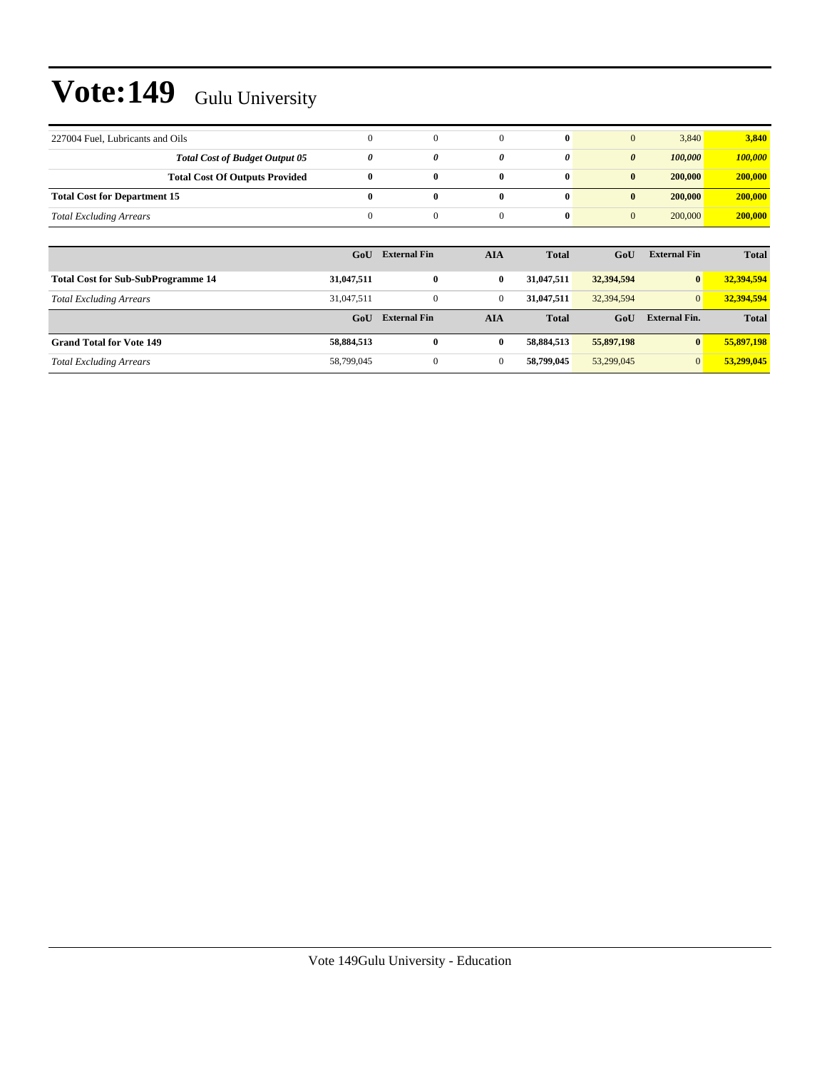# Vote:149 Gulu University

| | | | | | | | |
|---|---|---|---|---|---|---|---|
| 227004 Fuel, Lubricants and Oils | 0 | 0 | 0 | **0** | 0 | 3,840 | **3,840** |
| ***Total Cost of Budget Output 05*** | ***0*** | ***0*** | ***0*** | ***0*** | ***0*** | ***100,000*** | ***100,000*** |
| **Total Cost Of Outputs Provided** | **0** | **0** | **0** | **0** | **0** | **200,000** | **200,000** |
| **Total Cost for Department 15** | **0** | **0** | **0** | **0** | **0** | **200,000** | **200,000** |
| *Total Excluding Arrears* | 0 | 0 | 0 | **0** | 0 | 200,000 | **200,000** |

| | GoU | External Fin | AIA | Total | GoU | External Fin | Total |
|---|---|---|---|---|---|---|---|
| **Total Cost for Sub-SubProgramme 14** | **31,047,511** | **0** | **0** | **31,047,511** | **32,394,594** | **0** | **32,394,594** |
| *Total Excluding Arrears* | 31,047,511 | 0 | 0 | **31,047,511** | 32,394,594 | 0 | **32,394,594** |
| | **GoU** | **External Fin** | **AIA** | **Total** | **GoU** | **External Fin.** | **Total** |
| **Grand Total for Vote 149** | **58,884,513** | **0** | **0** | **58,884,513** | **55,897,198** | **0** | **55,897,198** |
| *Total Excluding Arrears* | 58,799,045 | 0 | 0 | **58,799,045** | 53,299,045 | 0 | **53,299,045** |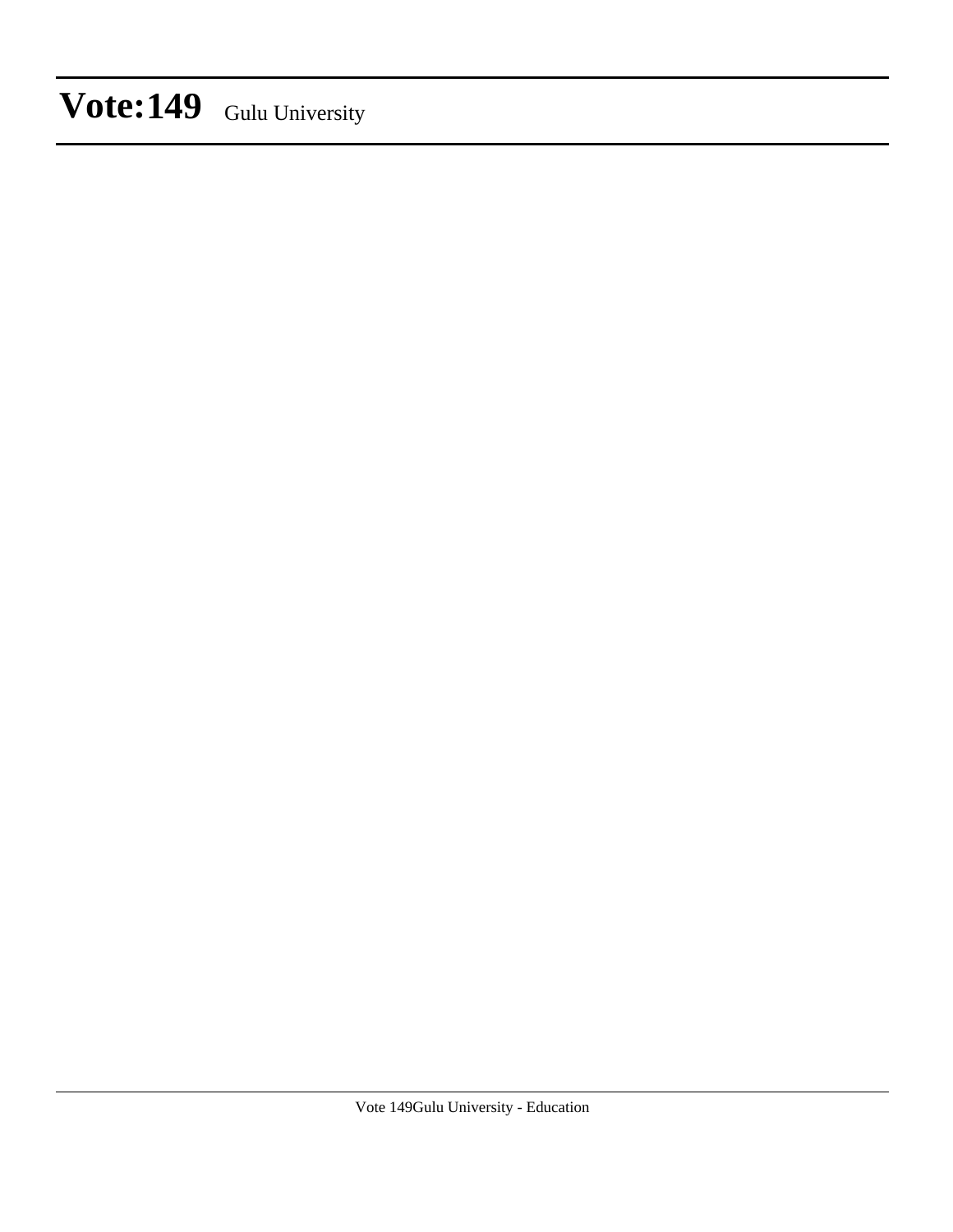# Vote:149 Gulu University